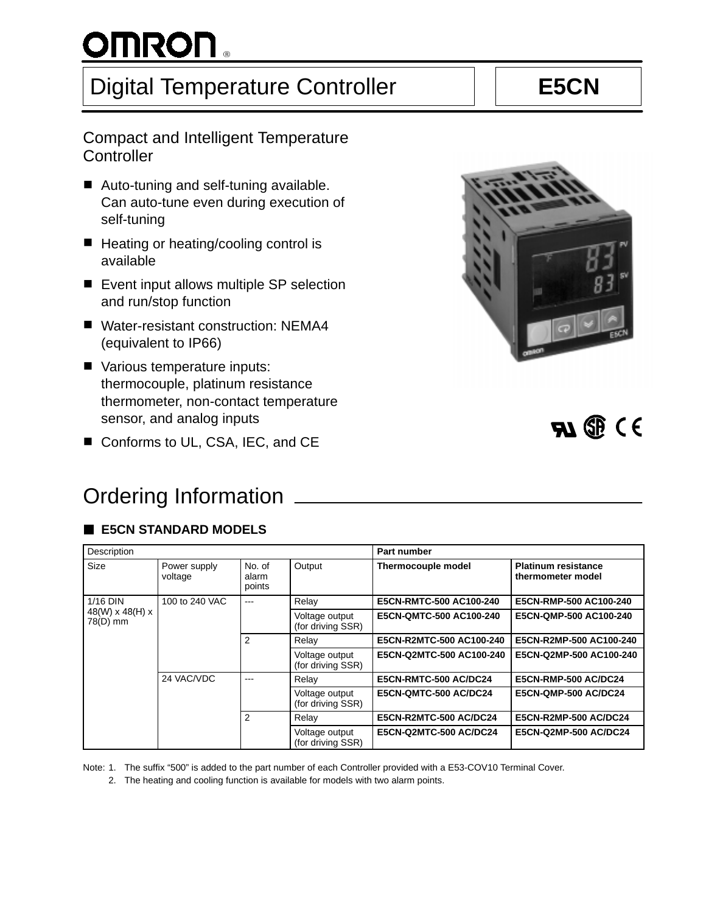# Digital Temperature Controller

# E5CN

## Compact and Intelligent Temperature Controller

- Auto-tuning and self-tuning available. Can auto-tune even during execution of self-tuning
- Heating or heating/cooling control is available
- Event input allows multiple SP selection and run/stop function
- Water-resistant construction: NEMA4 (equivalent to IP66)
- Various temperature inputs: thermocouple, platinum resistance thermometer, non-contact temperature sensor, and analog inputs
- Conforms to UL, CSA, IEC, and CE

## Ordering Information

### E5CN STANDARD MODELS

| Description | | | | Part number | |
|---|---|---|---|---|---|
| Size | Power supply voltage | No. of alarm points | Output | **Thermocouple model** | **Platinum resistance thermometer model** |
| 1/16 DIN 48(W) x 48(H) x 78(D) mm | 100 to 240 VAC | --- | Relay | **E5CN-RMTC-500 AC100-240** | **E5CN-RMP-500 AC100-240** |
| | | | Voltage output (for driving SSR) | **E5CN-QMTC-500 AC100-240** | **E5CN-QMP-500 AC100-240** |
| | | 2 | Relay | **E5CN-R2MTC-500 AC100-240** | **E5CN-R2MP-500 AC100-240** |
| | | | Voltage output (for driving SSR) | **E5CN-Q2MTC-500 AC100-240** | **E5CN-Q2MP-500 AC100-240** |
| | 24 VAC/VDC | --- | Relay | **E5CN-RMTC-500 AC/DC24** | **E5CN-RMP-500 AC/DC24** |
| | | | Voltage output (for driving SSR) | **E5CN-QMTC-500 AC/DC24** | **E5CN-QMP-500 AC/DC24** |
| | | 2 | Relay | **E5CN-R2MTC-500 AC/DC24** | **E5CN-R2MP-500 AC/DC24** |
| | | | Voltage output (for driving SSR) | **E5CN-Q2MTC-500 AC/DC24** | **E5CN-Q2MP-500 AC/DC24** |

Note: 1. The suffix "500" is added to the part number of each Controller provided with a E53-COV10 Terminal Cover.

2. The heating and cooling function is available for models with two alarm points.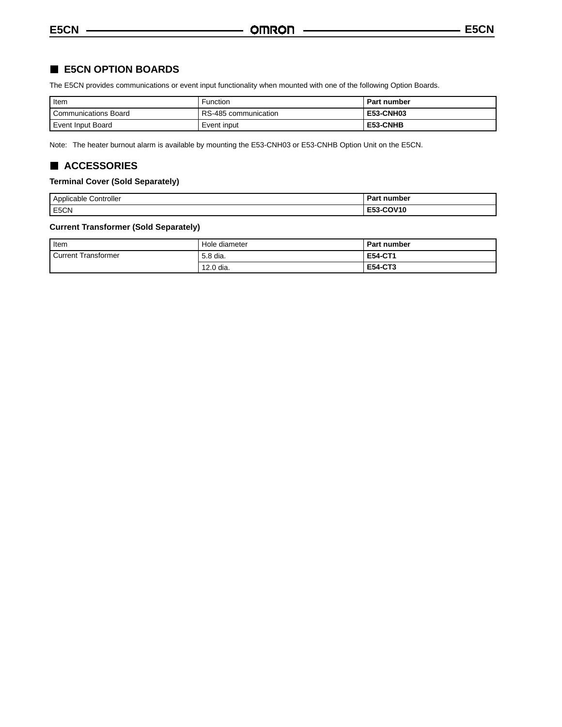## E5CN OPTION BOARDS

The E5CN provides communications or event input functionality when mounted with one of the following Option Boards.

| Item | Function | Part number |
|---|---|---|
| Communications Board | RS-485 communication | **E53-CNH03** |
| Event Input Board | Event input | **E53-CNHB** |

Note: The heater burnout alarm is available by mounting the E53-CNH03 or E53-CNHB Option Unit on the E5CN.

## ACCESSORIES

### Terminal Cover (Sold Separately)

| Applicable Controller | Part number |
|---|---|
| E5CN | **E53-COV10** |

### Current Transformer (Sold Separately)

| Item | Hole diameter | Part number |
|---|---|---|
| Current Transformer | 5.8 dia. | **E54-CT1** |
| | 12.0 dia. | **E54-CT3** |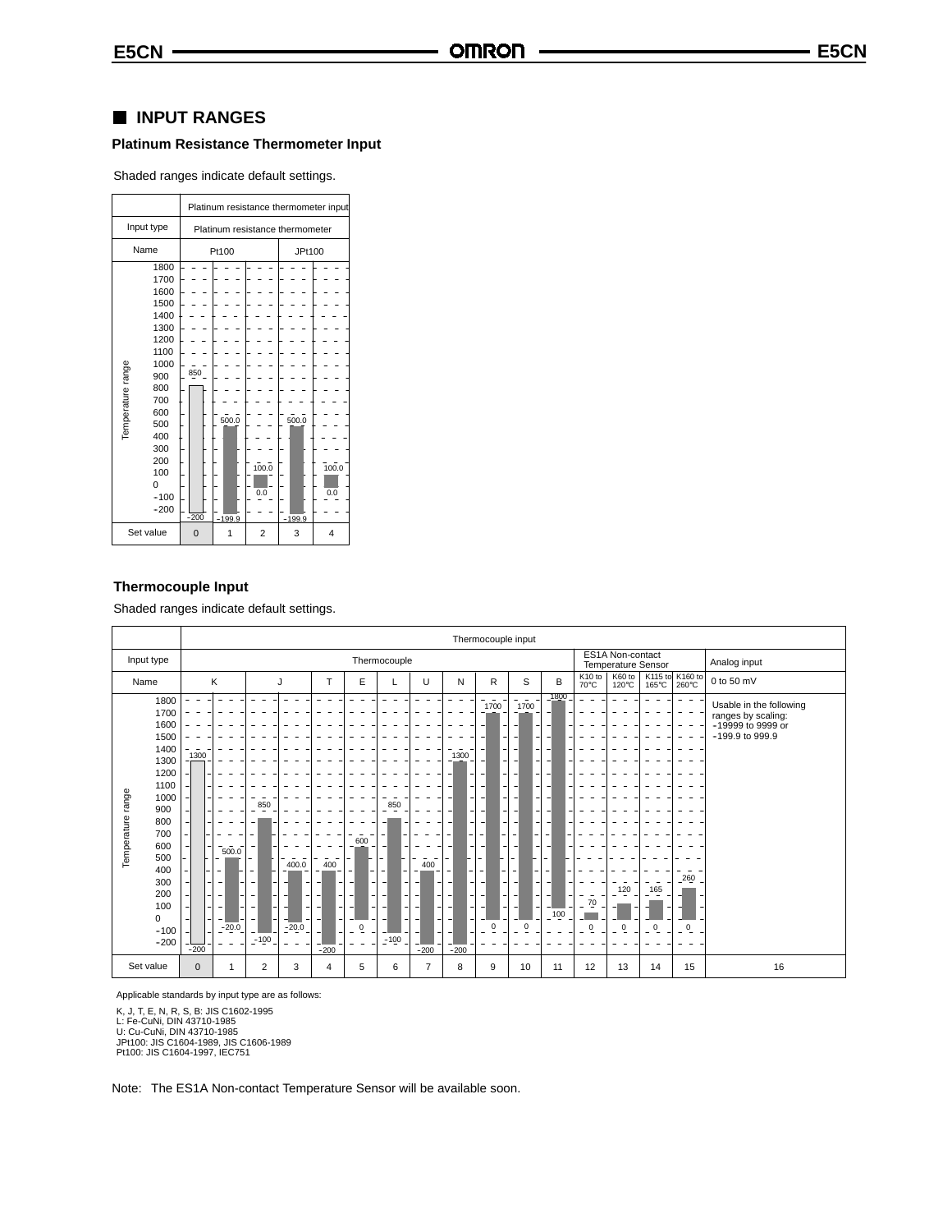## INPUT RANGES

### Platinum Resistance Thermometer Input

Shaded ranges indicate default settings.

| | Platinum resistance thermometer input | | | | |
|---|---|---|---|---|---|
| Input type | Platinum resistance thermometer | | | | |
| Name | Pt100 | | | JPt100 | |
| Temperature range | −200 to 850 | −199.9 to 500.0 | 0.0 to 100.0 | −199.9 to 500.0 | 0.0 to 100.0 |
| Set value | 0 | 1 | 2 | 3 | 4 |

### Thermocouple Input

Shaded ranges indicate default settings.

| | Thermocouple input | | | | | | | | | | | | | | | | |
|---|---|---|---|---|---|---|---|---|---|---|---|---|---|---|---|---|---|
| Input type | Thermocouple | | | | | | | | | | | | ES1A Non-contact Temperature Sensor | | | | Analog input |
| Name | K | | J | | T | E | L | U | N | R | S | B | K10 to 70°C | K60 to 120°C | K115 to 165°C | K160 to 260°C | 0 to 50 mV |
| Temperature range | −200 to 1300 | −20.0 to 500.0 | −100 to 850 | −20.0 to 400.0 | −200 to 400 | 0 to 600 | −100 to 850 | −200 to 400 | −200 to 1300 | 0 to 1700 | 0 to 1700 | 100 to 1800 | 0 to 70 | 0 to 120 | 0 to 165 | 0 to 260 | Usable in the following ranges by scaling: −19999 to 9999 or −199.9 to 999.9 |
| Set value | 0 | 1 | 2 | 3 | 4 | 5 | 6 | 7 | 8 | 9 | 10 | 11 | 12 | 13 | 14 | 15 | 16 |

Applicable standards by input type are as follows:

K, J, T, E, N, R, S, B: JIS C1602-1995
L: Fe-CuNi, DIN 43710-1985
U: Cu-CuNi, DIN 43710-1985
JPt100: JIS C1604-1989, JIS C1606-1989
Pt100: JIS C1604-1997, IEC751

Note: The ES1A Non-contact Temperature Sensor will be available soon.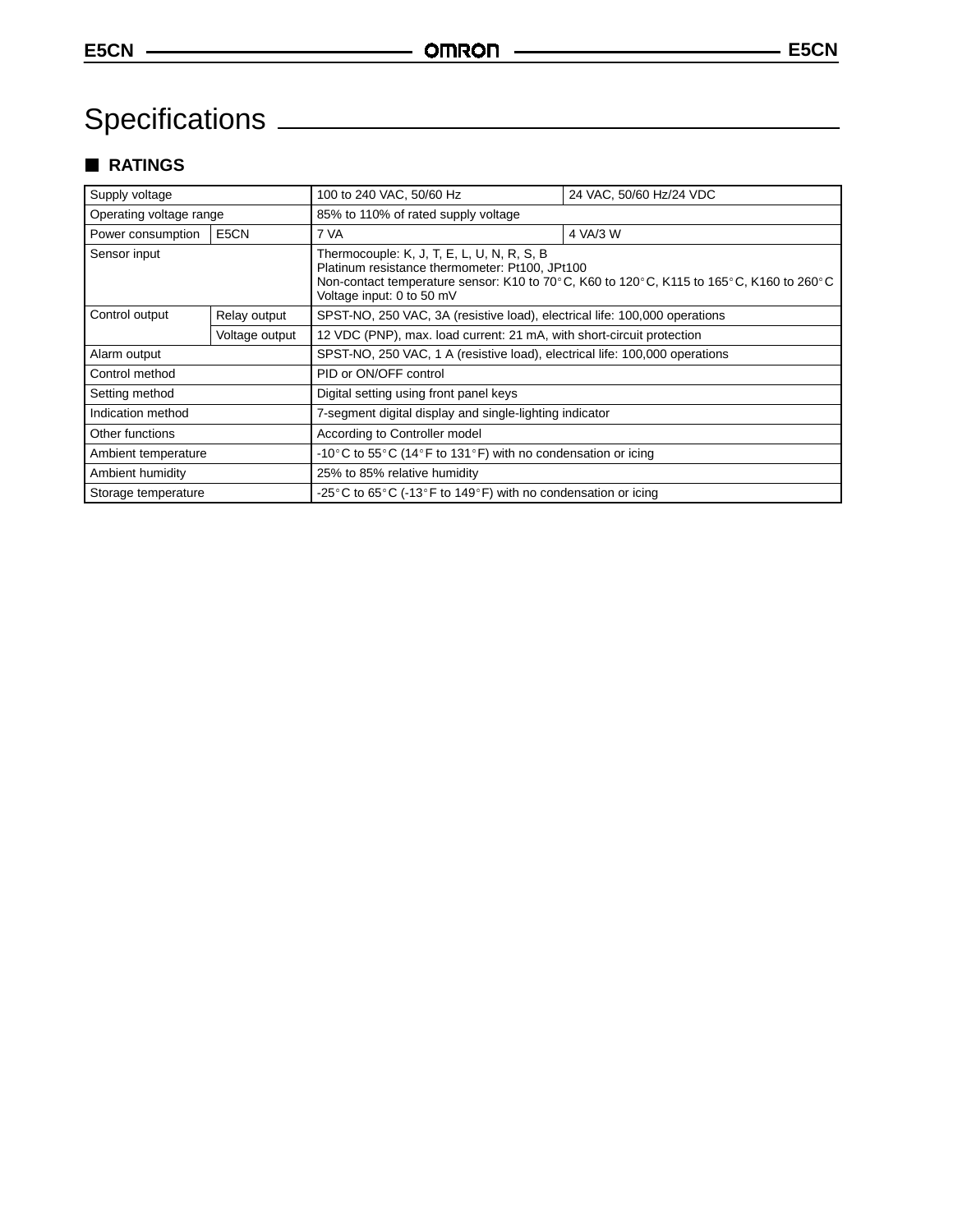# Specifications

## RATINGS

| | | | |
|---|---|---|---|
| Supply voltage | | 100 to 240 VAC, 50/60 Hz | 24 VAC, 50/60 Hz/24 VDC |
| Operating voltage range | | 85% to 110% of rated supply voltage | |
| Power consumption | E5CN | 7 VA | 4 VA/3 W |
| Sensor input | | Thermocouple: K, J, T, E, L, U, N, R, S, B<br>Platinum resistance thermometer: Pt100, JPt100<br>Non-contact temperature sensor: K10 to 70°C, K60 to 120°C, K115 to 165°C, K160 to 260°C<br>Voltage input: 0 to 50 mV | |
| Control output | Relay output | SPST-NO, 250 VAC, 3A (resistive load), electrical life: 100,000 operations | |
| | Voltage output | 12 VDC (PNP), max. load current: 21 mA, with short-circuit protection | |
| Alarm output | | SPST-NO, 250 VAC, 1 A (resistive load), electrical life: 100,000 operations | |
| Control method | | PID or ON/OFF control | |
| Setting method | | Digital setting using front panel keys | |
| Indication method | | 7-segment digital display and single-lighting indicator | |
| Other functions | | According to Controller model | |
| Ambient temperature | | -10°C to 55°C (14°F to 131°F) with no condensation or icing | |
| Ambient humidity | | 25% to 85% relative humidity | |
| Storage temperature | | -25°C to 65°C (-13°F to 149°F) with no condensation or icing | |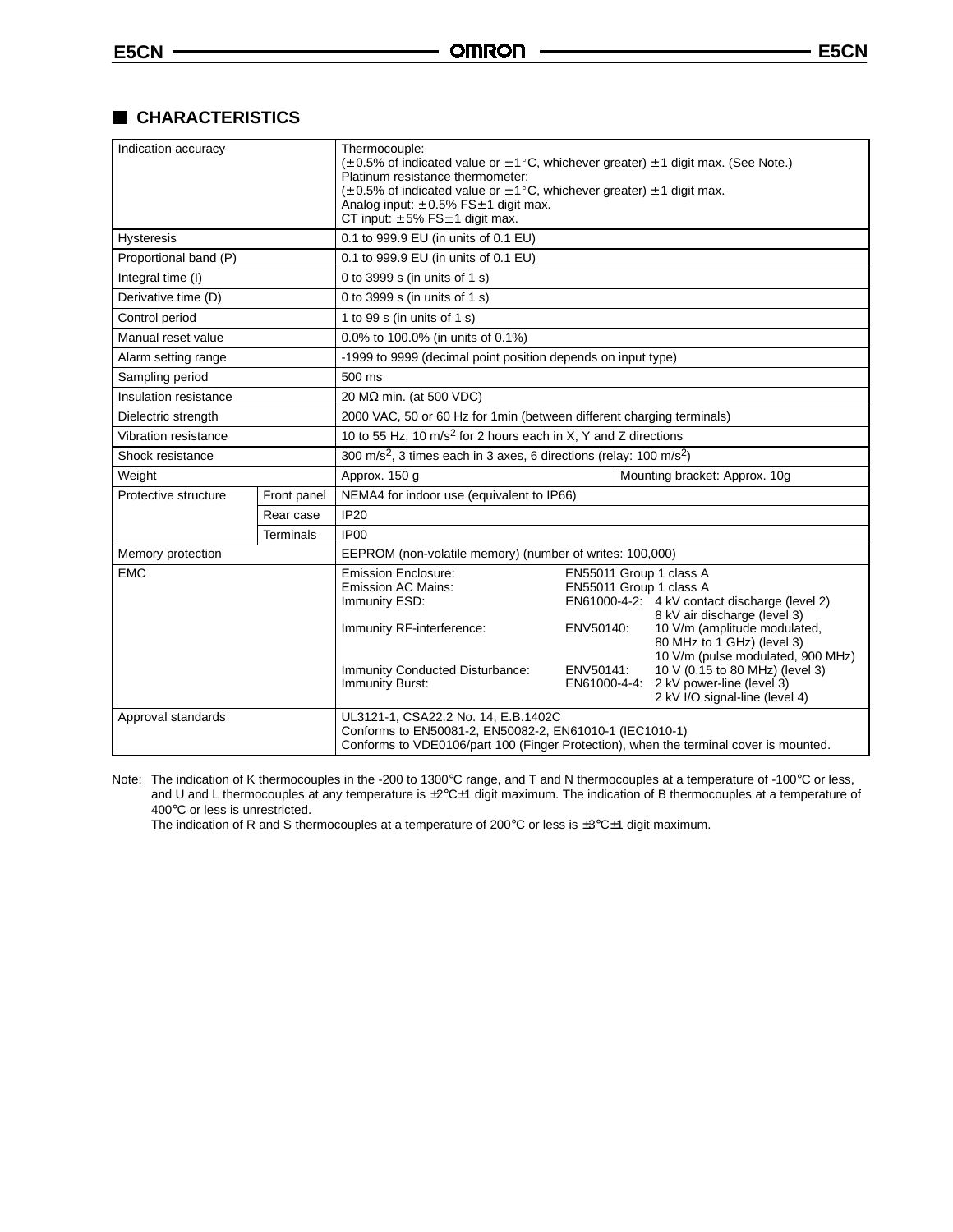## CHARACTERISTICS

| | | | |
|---|---|---|---|
| Indication accuracy | | Thermocouple:<br>(±0.5% of indicated value or ±1°C, whichever greater) ±1 digit max. (See Note.)<br>Platinum resistance thermometer:<br>(±0.5% of indicated value or ±1°C, whichever greater) ±1 digit max.<br>Analog input: ±0.5% FS±1 digit max.<br>CT input: ±5% FS±1 digit max. | |
| Hysteresis | | 0.1 to 999.9 EU (in units of 0.1 EU) | |
| Proportional band (P) | | 0.1 to 999.9 EU (in units of 0.1 EU) | |
| Integral time (I) | | 0 to 3999 s (in units of 1 s) | |
| Derivative time (D) | | 0 to 3999 s (in units of 1 s) | |
| Control period | | 1 to 99 s (in units of 1 s) | |
| Manual reset value | | 0.0% to 100.0% (in units of 0.1%) | |
| Alarm setting range | | -1999 to 9999 (decimal point position depends on input type) | |
| Sampling period | | 500 ms | |
| Insulation resistance | | 20 MΩ min. (at 500 VDC) | |
| Dielectric strength | | 2000 VAC, 50 or 60 Hz for 1min (between different charging terminals) | |
| Vibration resistance | | 10 to 55 Hz, 10 $m/s^2$ for 2 hours each in X, Y and Z directions | |
| Shock resistance | | 300 $m/s^2$, 3 times each in 3 axes, 6 directions (relay: 100 $m/s^2$) | |
| Weight | | Approx. 150 g | Mounting bracket: Approx. 10g |
| Protective structure | Front panel | NEMA4 for indoor use (equivalent to IP66) | |
| | Rear case | IP20 | |
| | Terminals | IP00 | |
| Memory protection | | EEPROM (non-volatile memory) (number of writes: 100,000) | |
| EMC | | Emission Enclosure: EN55011 Group 1 class A<br>Emission AC Mains: EN55011 Group 1 class A<br>Immunity ESD: EN61000-4-2: 4 kV contact discharge (level 2), 8 kV air discharge (level 3)<br>Immunity RF-interference: ENV50140: 10 V/m (amplitude modulated, 80 MHz to 1 GHz) (level 3), 10 V/m (pulse modulated, 900 MHz)<br>Immunity Conducted Disturbance: ENV50141: 10 V (0.15 to 80 MHz) (level 3)<br>Immunity Burst: EN61000-4-4: 2 kV power-line (level 3), 2 kV I/O signal-line (level 4) | |
| Approval standards | | UL3121-1, CSA22.2 No. 14, E.B.1402C<br>Conforms to EN50081-2, EN50082-2, EN61010-1 (IEC1010-1)<br>Conforms to VDE0106/part 100 (Finger Protection), when the terminal cover is mounted. | |

Note: The indication of K thermocouples in the -200 to 1300°C range, and T and N thermocouples at a temperature of -100°C or less, and U and L thermocouples at any temperature is ±2°C±1 digit maximum. The indication of B thermocouples at a temperature of 400°C or less is unrestricted.
The indication of R and S thermocouples at a temperature of 200°C or less is ±3°C±1 digit maximum.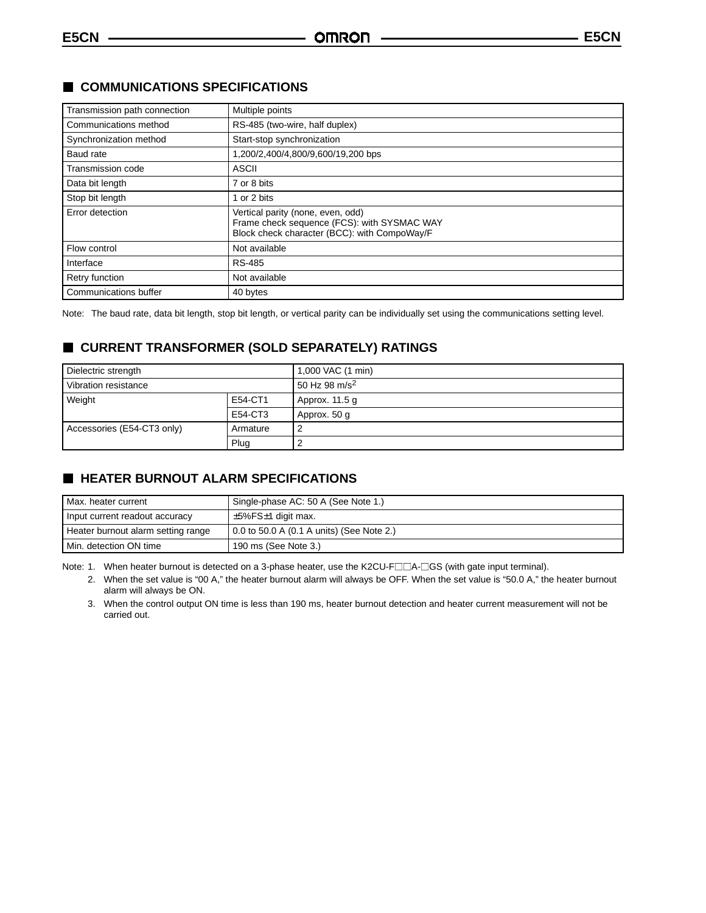## COMMUNICATIONS SPECIFICATIONS

| Transmission path connection | Multiple points |
|---|---|
| Communications method | RS-485 (two-wire, half duplex) |
| Synchronization method | Start-stop synchronization |
| Baud rate | 1,200/2,400/4,800/9,600/19,200 bps |
| Transmission code | ASCII |
| Data bit length | 7 or 8 bits |
| Stop bit length | 1 or 2 bits |
| Error detection | Vertical parity (none, even, odd)<br>Frame check sequence (FCS): with SYSMAC WAY<br>Block check character (BCC): with CompoWay/F |
| Flow control | Not available |
| Interface | RS-485 |
| Retry function | Not available |
| Communications buffer | 40 bytes |

Note: The baud rate, data bit length, stop bit length, or vertical parity can be individually set using the communications setting level.

## CURRENT TRANSFORMER (SOLD SEPARATELY) RATINGS

| Dielectric strength | | 1,000 VAC (1 min) |
|---|---|---|
| Vibration resistance | | 50 Hz 98 $m/s^2$ |
| Weight | E54-CT1 | Approx. 11.5 g |
| | E54-CT3 | Approx. 50 g |
| Accessories (E54-CT3 only) | Armature | 2 |
| | Plug | 2 |

## HEATER BURNOUT ALARM SPECIFICATIONS

| Max. heater current | Single-phase AC: 50 A (See Note 1.) |
|---|---|
| Input current readout accuracy | ±5%FS±1 digit max. |
| Heater burnout alarm setting range | 0.0 to 50.0 A (0.1 A units) (See Note 2.) |
| Min. detection ON time | 190 ms (See Note 3.) |

Note: 1. When heater burnout is detected on a 3-phase heater, use the K2CU-F□□A-□GS (with gate input terminal).

2. When the set value is “00 A,” the heater burnout alarm will always be OFF. When the set value is “50.0 A,” the heater burnout alarm will always be ON.

3. When the control output ON time is less than 190 ms, heater burnout detection and heater current measurement will not be carried out.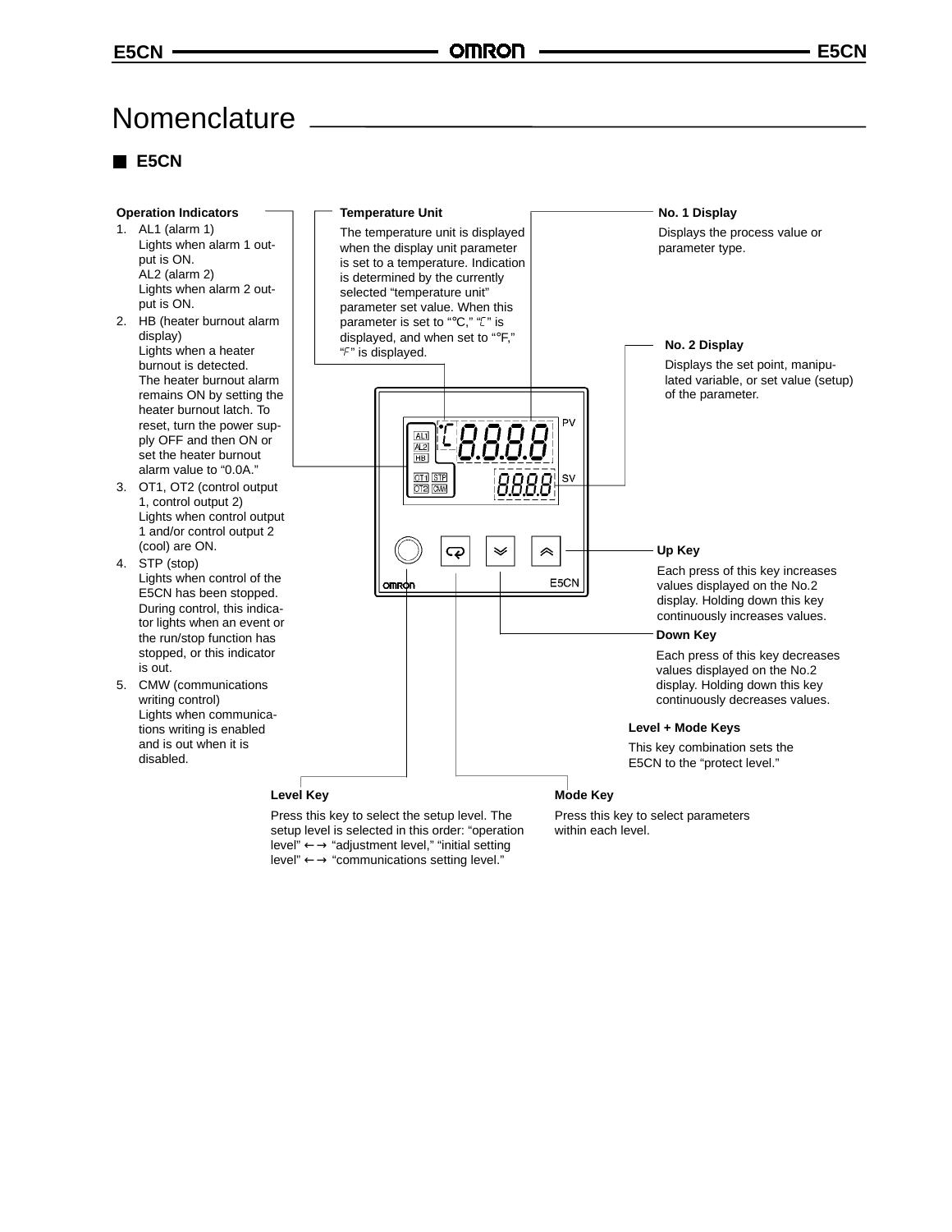# Nomenclature

## E5CN

**Operation Indicators**

1. AL1 (alarm 1)
   Lights when alarm 1 output is ON.
   AL2 (alarm 2)
   Lights when alarm 2 output is ON.
2. HB (heater burnout alarm display)
   Lights when a heater burnout is detected.
   The heater burnout alarm remains ON by setting the heater burnout latch. To reset, turn the power supply OFF and then ON or set the heater burnout alarm value to "0.0A."
3. OT1, OT2 (control output 1, control output 2)
   Lights when control output 1 and/or control output 2 (cool) are ON.
4. STP (stop)
   Lights when control of the E5CN has been stopped. During control, this indicator lights when an event or the run/stop function has stopped, or this indicator is out.
5. CMW (communications writing control)
   Lights when communications writing is enabled and is out when it is disabled.

**Temperature Unit**

The temperature unit is displayed when the display unit parameter is set to a temperature. Indication is determined by the currently selected "temperature unit" parameter set value. When this parameter is set to "°C," "C" is displayed, and when set to "°F," "F" is displayed.

**No. 1 Display**

Displays the process value or parameter type.

**No. 2 Display**

Displays the set point, manipulated variable, or set value (setup) of the parameter.

**Up Key**

Each press of this key increases values displayed on the No.2 display. Holding down this key continuously increases values.

**Down Key**

Each press of this key decreases values displayed on the No.2 display. Holding down this key continuously decreases values.

**Level + Mode Keys**

This key combination sets the E5CN to the "protect level."

**Level Key**

Press this key to select the setup level. The setup level is selected in this order: "operation level" ←→ "adjustment level," "initial setting level" ←→ "communications setting level."

**Mode Key**

Press this key to select parameters within each level.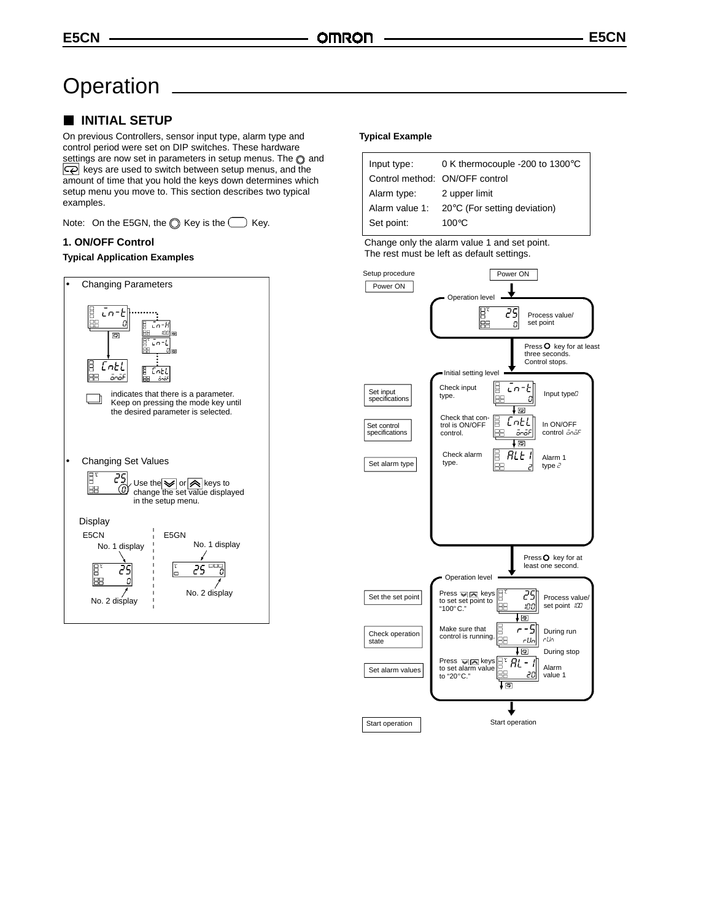# Operation

## INITIAL SETUP

On previous Controllers, sensor input type, alarm type and control period were set on DIP switches. These hardware settings are now set in parameters in setup menus. The ◎ and ⟲ keys are used to switch between setup menus, and the amount of time that you hold the keys down determines which setup menu you move to. This section describes two typical examples.

Note: On the E5GN, the ◎ Key is the ▭ Key.

### 1. ON/OFF Control

**Typical Application Examples**

- Changing Parameters

  in-t → CntL (in-H, in-L, CntL onoF)

  ▭ indicates that there is a parameter. Keep on pressing the mode key until the desired parameter is selected.

- Changing Set Values

  25 / 0 — Use the ⌄ or ⌃ keys to change the set value displayed in the setup menu.

Display

E5CN: No. 1 display (25), No. 2 display (0)

E5GN: No. 1 display (25), No. 2 display (0)

**Typical Example**

| | |
|---|---|
| Input type: | 0 K thermocouple -200 to 1300°C |
| Control method: | ON/OFF control |
| Alarm type: | 2 upper limit |
| Alarm value 1: | 20°C (For setting deviation) |
| Set point: | 100°C |

Change only the alarm value 1 and set point.
The rest must be left as default settings.

Setup procedure

| Setup procedure | Operation | Display | Notes |
|---|---|---|---|
| Power ON | Power ON | | |
| | **Operation level** | 25 / 0 | Process value/ set point |
| | Press ◎ key for at least three seconds. Control stops. | | |
| | **Initial setting level** | | |
| Set input specifications | Check input type. | in-t / 0 | Input type 0 |
| Set control specifications | Check that control is ON/OFF control. | CntL / onoF | In ON/OFF control onoF |
| Set alarm type | Check alarm type. | ALt1 / 2 | Alarm 1 type 2 |
| | Press ◎ key for at least one second. | | |
| | **Operation level** | | |
| Set the set point | Press ⌄ ⌃ keys to set set point to "100°C." | 25 / 100 | Process value/ set point 100 |
| Check operation state | Make sure that control is running. | r-S / rUn | During run rUn; During stop |
| Set alarm values | Press ⌄ ⌃ keys to set alarm value to "20°C." | AL-1 / 20 | Alarm value 1 |
| Start operation | Start operation | | |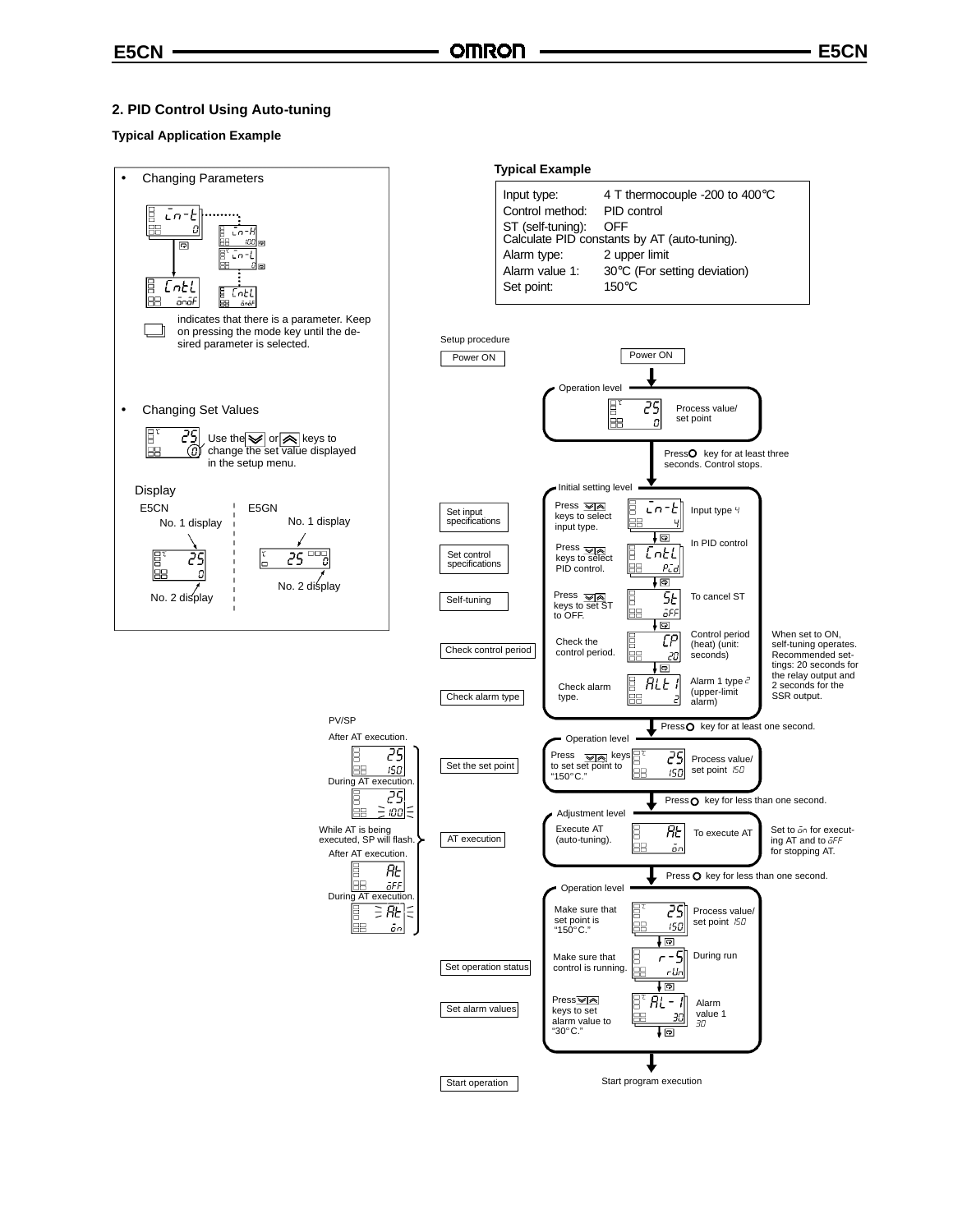## 2. PID Control Using Auto-tuning

### Typical Application Example

- Changing Parameters

indicates that there is a parameter. Keep on pressing the mode key until the desired parameter is selected.

- Changing Set Values

Use the ▽ or △ keys to change the set value displayed in the setup menu.

Display

E5CN: No. 1 display, No. 2 display

E5GN: No. 1 display, No. 2 display

**Typical Example**

| | |
|---|---|
| Input type: | 4 T thermocouple -200 to 400°C |
| Control method: | PID control |
| ST (self-tuning): | OFF |
| Calculate PID constants by AT (auto-tuning). | |
| Alarm type: | 2 upper limit |
| Alarm value 1: | 30°C (For setting deviation) |
| Set point: | 150°C |

Setup procedure

Power ON → Power ON

**Operation level**
- Process value/set point (25 / 0)

Press O key for at least three seconds. Control stops.

**Initial setting level**
- Set input specifications: Press ▽△ keys to select input type. (in-t / 4) Input type 4
- Set control specifications: Press ▽△ keys to select PID control. (CntL / PId) In PID control
- Self-tuning: Press ▽△ keys to set ST to OFF. (St / oFF) To cancel ST
- Check control period: Check the control period. (CP / 20) Control period (heat) (unit: seconds)
- Check alarm type: Check alarm type. (ALt1 / 2) Alarm 1 type 2 (upper-limit alarm)

When set to ON, self-tuning operates. Recommended settings: 20 seconds for the relay output and 2 seconds for the SSR output.

Press O key for at least one second.

**Operation level**
- Set the set point: Press ▽△ keys to set set point to "150°C." (25 / 150) Process value/set point 150

Press O key for less than one second.

**Adjustment level**
- AT execution: Execute AT (auto-tuning). (At / on) To execute AT

Set to on for executing AT and to oFF for stopping AT.

Press O key for less than one second.

**Operation level**
- Make sure that set point is "150°C." (25 / 150) Process value/set point 150
- Set operation status: Make sure that control is running. (r-S / rUn) During run
- Set alarm values: Press ▽△ keys to set alarm value to "30°C." (AL-1 / 30) Alarm value 1 30

Start operation: Start program execution

PV/SP
- After AT execution. (25 / 150)
- During AT execution. (25 / 100)

While AT is being executed, SP will flash.
- After AT execution. (At / oFF)
- During AT execution. (At / on)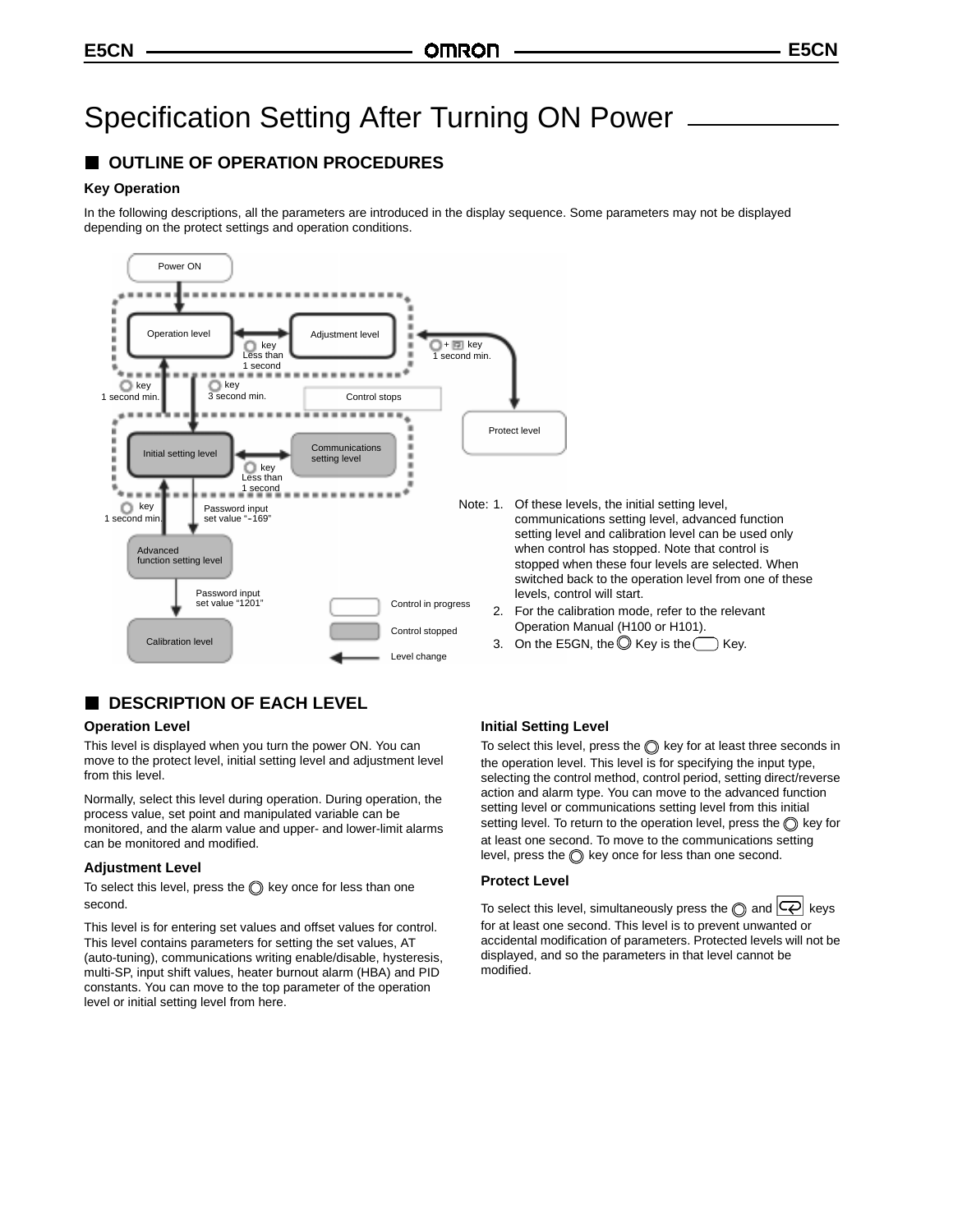# Specification Setting After Turning ON Power

## OUTLINE OF OPERATION PROCEDURES

### Key Operation

In the following descriptions, all the parameters are introduced in the display sequence. Some parameters may not be displayed depending on the protect settings and operation conditions.

Power ON

Operation level

Adjustment level

key Less than 1 second

+ key 1 second min.

key 1 second min.

key 3 second min.

Control stops

Protect level

Initial setting level

Communications setting level

key Less than 1 second

key 1 second min.

Password input set value "-169"

Advanced function setting level

Password input set value "1201"

Calibration level

Control in progress

Control stopped

Level change

Note:
1. Of these levels, the initial setting level, communications setting level, advanced function setting level and calibration level can be used only when control has stopped. Note that control is stopped when these four levels are selected. When switched back to the operation level from one of these levels, control will start.
2. For the calibration mode, refer to the relevant Operation Manual (H100 or H101).
3. On the E5GN, the Key is the Key.

## DESCRIPTION OF EACH LEVEL

### Operation Level

This level is displayed when you turn the power ON. You can move to the protect level, initial setting level and adjustment level from this level.

Normally, select this level during operation. During operation, the process value, set point and manipulated variable can be monitored, and the alarm value and upper- and lower-limit alarms can be monitored and modified.

### Adjustment Level

To select this level, press the key once for less than one second.

This level is for entering set values and offset values for control. This level contains parameters for setting the set values, AT (auto-tuning), communications writing enable/disable, hysteresis, multi-SP, input shift values, heater burnout alarm (HBA) and PID constants. You can move to the top parameter of the operation level or initial setting level from here.

### Initial Setting Level

To select this level, press the key for at least three seconds in the operation level. This level is for specifying the input type, selecting the control method, control period, setting direct/reverse action and alarm type. You can move to the advanced function setting level or communications setting level from this initial setting level. To return to the operation level, press the key for at least one second. To move to the communications setting level, press the key once for less than one second.

### Protect Level

To select this level, simultaneously press the and keys for at least one second. This level is to prevent unwanted or accidental modification of parameters. Protected levels will not be displayed, and so the parameters in that level cannot be modified.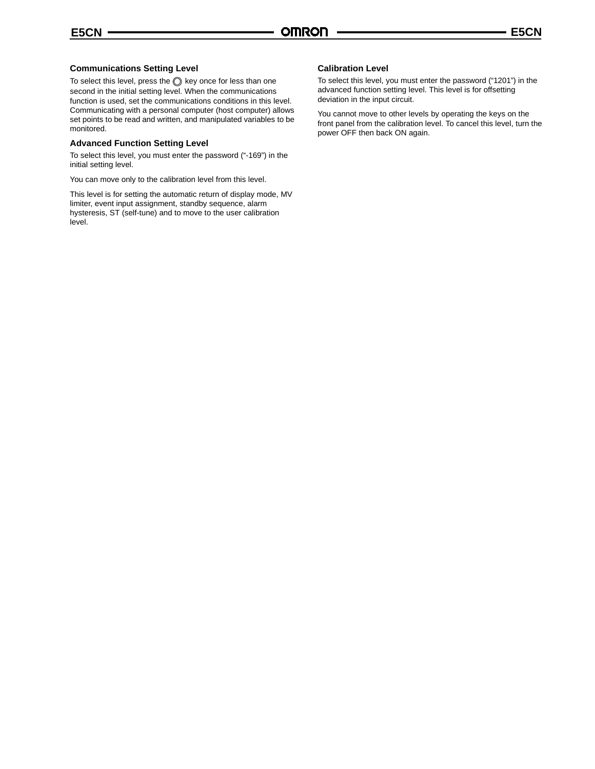### Communications Setting Level

To select this level, press the ◎ key once for less than one second in the initial setting level. When the communications function is used, set the communications conditions in this level. Communicating with a personal computer (host computer) allows set points to be read and written, and manipulated variables to be monitored.

### Advanced Function Setting Level

To select this level, you must enter the password ("-169") in the initial setting level.

You can move only to the calibration level from this level.

This level is for setting the automatic return of display mode, MV limiter, event input assignment, standby sequence, alarm hysteresis, ST (self-tune) and to move to the user calibration level.

### Calibration Level

To select this level, you must enter the password ("1201") in the advanced function setting level. This level is for offsetting deviation in the input circuit.

You cannot move to other levels by operating the keys on the front panel from the calibration level. To cancel this level, turn the power OFF then back ON again.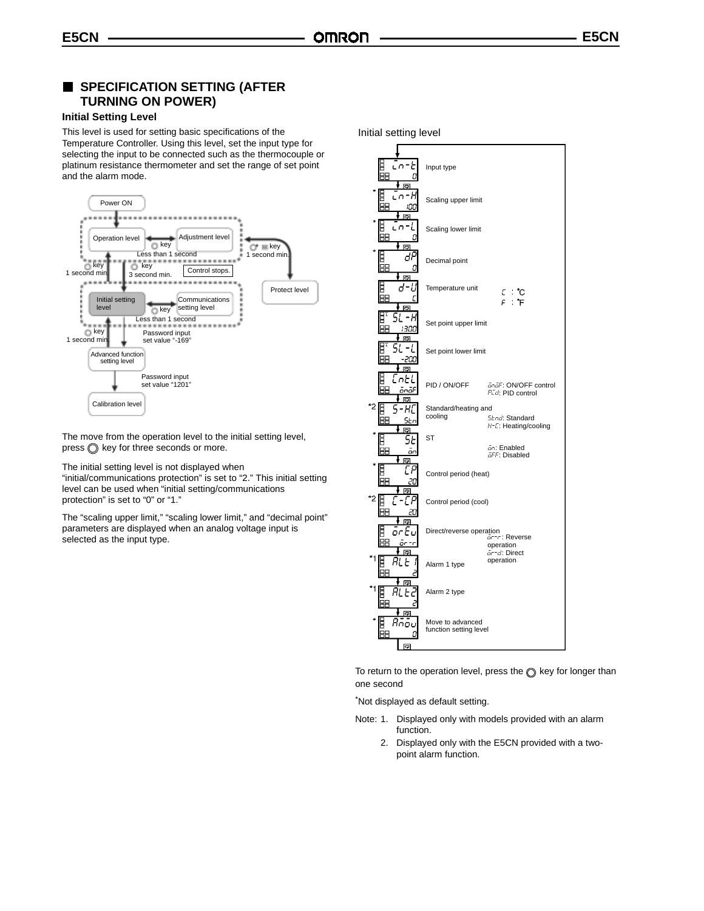## SPECIFICATION SETTING (AFTER TURNING ON POWER)

### Initial Setting Level

This level is used for setting basic specifications of the Temperature Controller. Using this level, set the input type for selecting the input to be connected such as the thermocouple or platinum resistance thermometer and set the range of set point and the alarm mode.

Power ON

Operation level — Adjustment level: key, Less than 1 second

Operation level → Protect level: + key, 1 second min.

Operation level → Initial setting level: key, 3 second min. (Control stops.)

Initial setting level → Operation level: key, 1 second min.

Initial setting level — Communications setting level: key, Less than 1 second

Initial setting level → Advanced function setting level: Password input set value "-169"

Advanced function setting level → Initial setting level: key, 1 second min.

Advanced function setting level → Calibration level: Password input set value "1201"

The move from the operation level to the initial setting level, press key for three seconds or more.

The initial setting level is not displayed when "initial/communications protection" is set to "2." This initial setting level can be used when "initial setting/communications protection" is set to "0" or "1."

The "scaling upper limit," "scaling lower limit," and "decimal point" parameters are displayed when an analog voltage input is selected as the input type.

Initial setting level

| | Display | Default | Parameter | Settings |
|---|---|---|---|---|
| | in-t | 0 | Input type | |
| * | in-H | 100 | Scaling upper limit | |
| * | in-L | 0 | Scaling lower limit | |
| * | dP | 0 | Decimal point | |
| | d-U | C | Temperature unit | C : °C; F : °F |
| | SL-H | 1300 | Set point upper limit | |
| | SL-L | -200 | Set point lower limit | |
| | CntL | onoF | PID / ON/OFF | onoF: ON/OFF control; PCd: PID control |
| *2 | S-HC | Stn | Standard/heating and cooling | Stnd: Standard; H-C: Heating/cooling |
| * | St | on | ST | on: Enabled; oFF: Disabled |
| * | CP | 20 | Control period (heat) | |
| *2 | C-CP | 20 | Control period (cool) | |
| | orEu | or-r | Direct/reverse operation | or-r: Reverse operation; or-d: Direct operation |
| *1 | ALt1 | 2 | Alarm 1 type | |
| *1 | ALt2 | 2 | Alarm 2 type | |
| * | Amov | 0 | Move to advanced function setting level | |

To return to the operation level, press the key for longer than one second

*Not displayed as default setting.

Note: 1. Displayed only with models provided with an alarm function.

2. Displayed only with the E5CN provided with a two-point alarm function.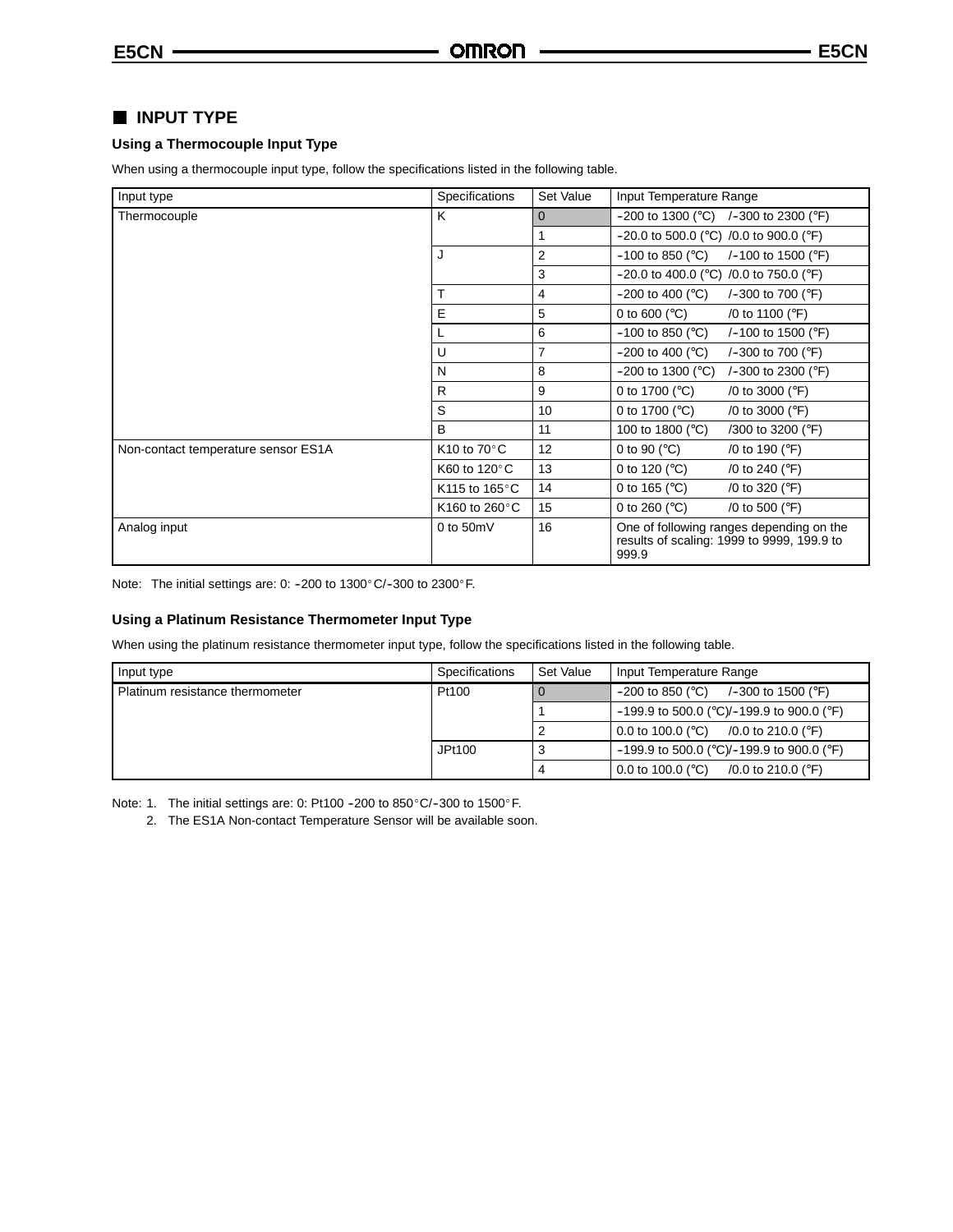## INPUT TYPE

### Using a Thermocouple Input Type

When using a thermocouple input type, follow the specifications listed in the following table.

| Input type | Specifications | Set Value | Input Temperature Range |
|---|---|---|---|
| Thermocouple | K | 0 | -200 to 1300 (°C) /-300 to 2300 (°F) |
| | | 1 | -20.0 to 500.0 (°C) /0.0 to 900.0 (°F) |
| | J | 2 | -100 to 850 (°C) /-100 to 1500 (°F) |
| | | 3 | -20.0 to 400.0 (°C) /0.0 to 750.0 (°F) |
| | T | 4 | -200 to 400 (°C) /-300 to 700 (°F) |
| | E | 5 | 0 to 600 (°C) /0 to 1100 (°F) |
| | L | 6 | -100 to 850 (°C) /-100 to 1500 (°F) |
| | U | 7 | -200 to 400 (°C) /-300 to 700 (°F) |
| | N | 8 | -200 to 1300 (°C) /-300 to 2300 (°F) |
| | R | 9 | 0 to 1700 (°C) /0 to 3000 (°F) |
| | S | 10 | 0 to 1700 (°C) /0 to 3000 (°F) |
| | B | 11 | 100 to 1800 (°C) /300 to 3200 (°F) |
| Non-contact temperature sensor ES1A | K10 to 70°C | 12 | 0 to 90 (°C) /0 to 190 (°F) |
| | K60 to 120°C | 13 | 0 to 120 (°C) /0 to 240 (°F) |
| | K115 to 165°C | 14 | 0 to 165 (°C) /0 to 320 (°F) |
| | K160 to 260°C | 15 | 0 to 260 (°C) /0 to 500 (°F) |
| Analog input | 0 to 50mV | 16 | One of following ranges depending on the results of scaling: 1999 to 9999, 199.9 to 999.9 |

Note: The initial settings are: 0: -200 to 1300°C/-300 to 2300°F.

### Using a Platinum Resistance Thermometer Input Type

When using the platinum resistance thermometer input type, follow the specifications listed in the following table.

| Input type | Specifications | Set Value | Input Temperature Range |
|---|---|---|---|
| Platinum resistance thermometer | Pt100 | 0 | -200 to 850 (°C) /-300 to 1500 (°F) |
| | | 1 | -199.9 to 500.0 (°C)/-199.9 to 900.0 (°F) |
| | | 2 | 0.0 to 100.0 (°C) /0.0 to 210.0 (°F) |
| | JPt100 | 3 | -199.9 to 500.0 (°C)/-199.9 to 900.0 (°F) |
| | | 4 | 0.0 to 100.0 (°C) /0.0 to 210.0 (°F) |

Note: 1. The initial settings are: 0: Pt100 -200 to 850°C/-300 to 1500°F.

2. The ES1A Non-contact Temperature Sensor will be available soon.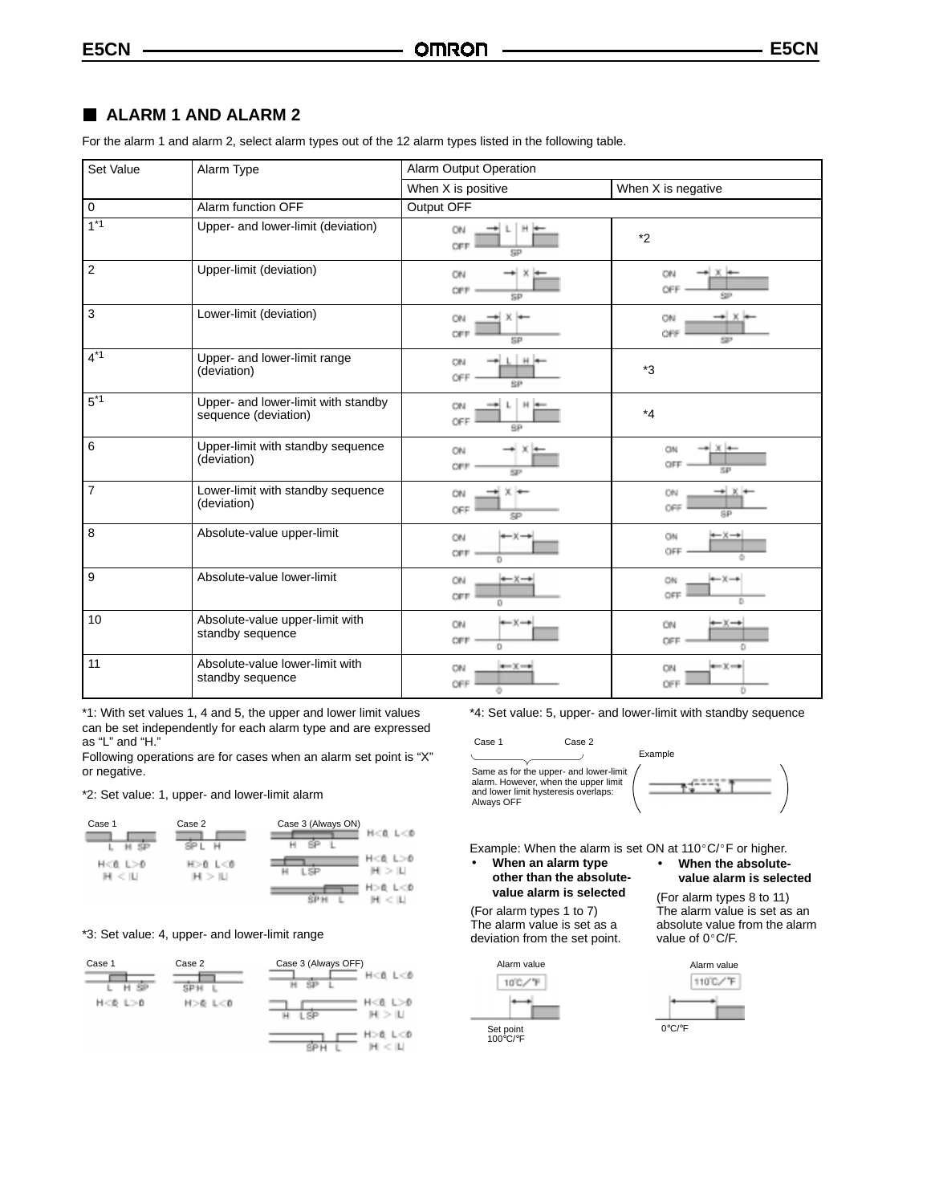## ALARM 1 AND ALARM 2

For the alarm 1 and alarm 2, select alarm types out of the 12 alarm types listed in the following table.

| Set Value | Alarm Type | Alarm Output Operation | |
|---|---|---|---|
| | | When X is positive | When X is negative |
| 0 | Alarm function OFF | Output OFF | |
| 1*1 | Upper- and lower-limit (deviation) | | *2 |
| 2 | Upper-limit (deviation) | | |
| 3 | Lower-limit (deviation) | | |
| 4*1 | Upper- and lower-limit range (deviation) | | *3 |
| 5*1 | Upper- and lower-limit with standby sequence (deviation) | | *4 |
| 6 | Upper-limit with standby sequence (deviation) | | |
| 7 | Lower-limit with standby sequence (deviation) | | |
| 8 | Absolute-value upper-limit | | |
| 9 | Absolute-value lower-limit | | |
| 10 | Absolute-value upper-limit with standby sequence | | |
| 11 | Absolute-value lower-limit with standby sequence | | |

*1: With set values 1, 4 and 5, the upper and lower limit values can be set independently for each alarm type and are expressed as "L" and "H."

Following operations are for cases when an alarm set point is "X" or negative.

*2: Set value: 1, upper- and lower-limit alarm

Case 1: H<0, L>0, |H| < |L|

Case 2: H>0, L<0, |H| > |L|

Case 3 (Always ON): H<0, L<0; H<0, L>0, |H| > |L|; H>0, L<0, |H| < |L|

*3: Set value: 4, upper- and lower-limit range

Case 1: H<0, L>0

Case 2: H>0, L<0

Case 3 (Always OFF): H<0, L<0; H<0, L>0, |H| > |L|; H>0, L<0, |H| < |L|

*4: Set value: 5, upper- and lower-limit with standby sequence

Case 1, Case 2: Same as for the upper- and lower-limit alarm. However, when the upper limit and lower limit hysteresis overlaps: Always OFF

Example

Example: When the alarm is set ON at 110°C/°F or higher.

- **When an alarm type other than the absolute-value alarm is selected**

(For alarm types 1 to 7)
The alarm value is set as a deviation from the set point.

Alarm value 10°C/°F

Set point 100°C/°F

- **When the absolute-value alarm is selected**

(For alarm types 8 to 11)
The alarm value is set as an absolute value from the alarm value of 0°C/F.

Alarm value 110°C/°F

0°C/°F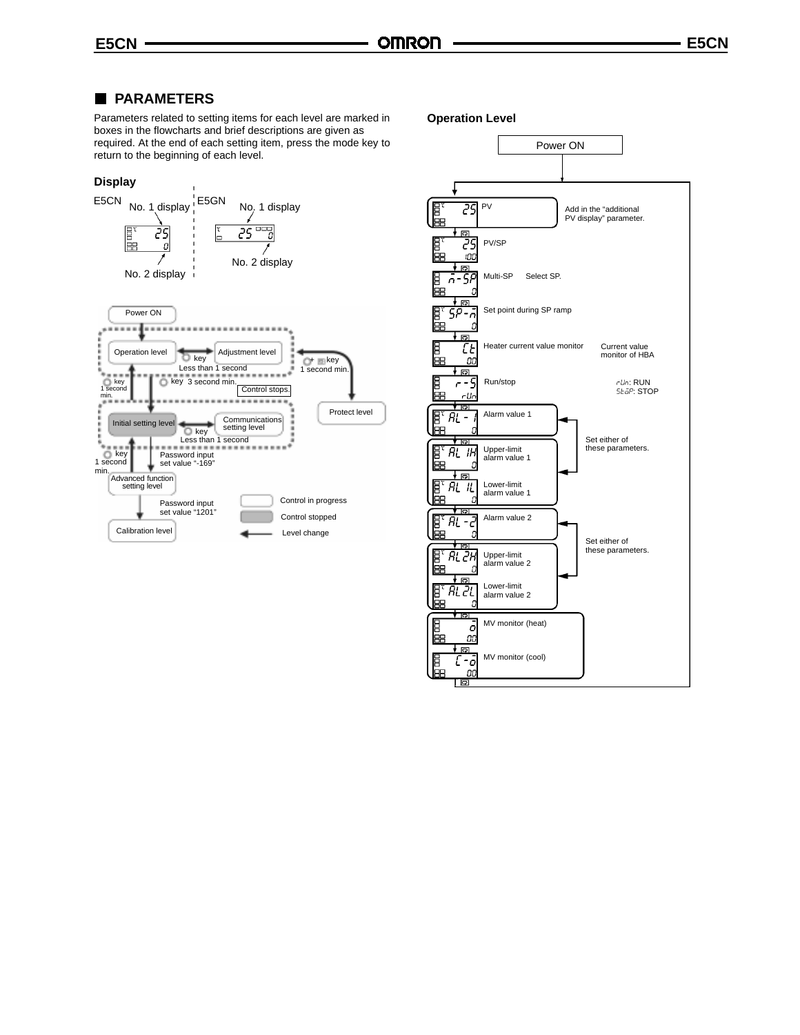## PARAMETERS

Parameters related to setting items for each level are marked in boxes in the flowcharts and brief descriptions are given as required. At the end of each setting item, press the mode key to return to the beginning of each level.

### Display

E5CN: No. 1 display, No. 2 display

E5GN: No. 1 display, No. 2 display

Power ON

Operation level ⟷ Adjustment level (key, Less than 1 second)

key 3 second min. Control stops.

key 1 second min.

+ key 1 second min. → Protect level

Initial setting level ⟷ Communications setting level (key, Less than 1 second)

key 1 second min.

Password input set value "-169"

Advanced function setting level

Password input set value "1201"

Calibration level

Control in progress

Control stopped

Level change

### Operation Level

Power ON

- PV — Add in the "additional PV display" parameter.
- PV/SP
- Multi-SP — Select SP.
- Set point during SP ramp
- Heater current value monitor — Current value monitor of HBA
- Run/stop — rUn: RUN, StoP: STOP
- Alarm value 1
- Upper-limit alarm value 1
- Lower-limit alarm value 1

Set either of these parameters.

- Alarm value 2
- Upper-limit alarm value 2
- Lower-limit alarm value 2

Set either of these parameters.

- MV monitor (heat)
- MV monitor (cool)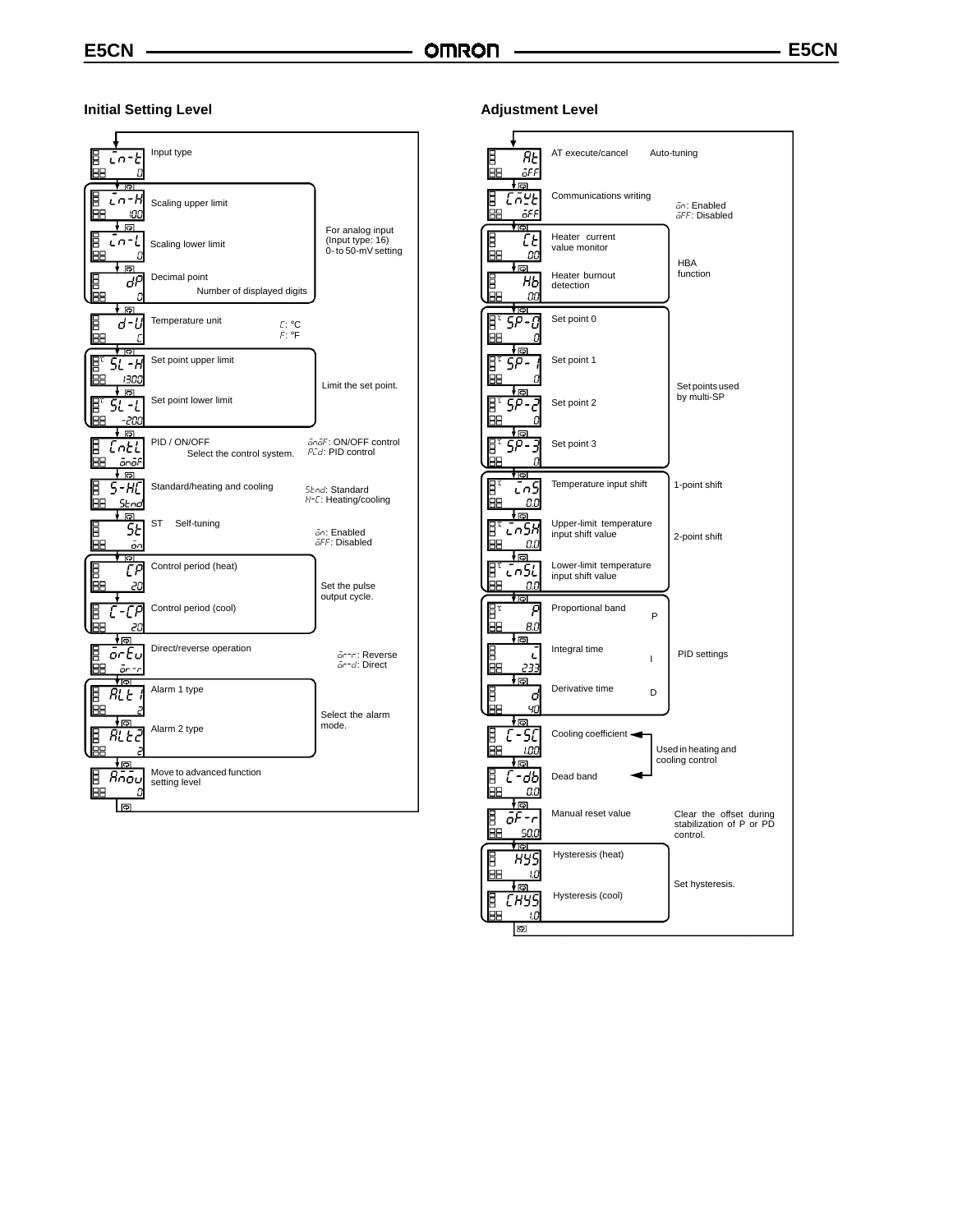## Initial Setting Level

| Display | Default | Parameter | Notes |
|---|---|---|---|
| in-t | 0 | Input type | |
| in-H | 100 | Scaling upper limit | For analog input (Input type: 16) 0- to 50-mV setting |
| in-L | 0 | Scaling lower limit | |
| dP | 0 | Decimal point — Number of displayed digits | |
| d-U | C | Temperature unit | C: °C<br>F: °F |
| SL-H | 1300 | Set point upper limit | Limit the set point. |
| SL-L | -200 | Set point lower limit | |
| CntL | onoF | PID / ON/OFF — Select the control system. | onoF: ON/OFF control<br>PId: PID control |
| S-HC | Stnd | Standard/heating and cooling | Stnd: Standard<br>H-C: Heating/cooling |
| St | on | ST Self-tuning | on: Enabled<br>oFF: Disabled |
| CP | 20 | Control period (heat) | Set the pulse output cycle. |
| C-CP | 20 | Control period (cool) | |
| orEv | or-r | Direct/reverse operation | or-r: Reverse<br>or-d: Direct |
| ALt1 | 2 | Alarm 1 type | Select the alarm mode. |
| ALt2 | 2 | Alarm 2 type | |
| AMov | 0 | Move to advanced function setting level | |

## Adjustment Level

| Display | Default | Parameter | Notes |
|---|---|---|---|
| At | oFF | AT execute/cancel | Auto-tuning |
| CMWt | oFF | Communications writing | on: Enabled<br>oFF: Disabled |
| Ct | 0.0 | Heater current value monitor | HBA function |
| Hb | 0.0 | Heater burnout detection | |
| SP-0 | 0 | Set point 0 | Set points used by multi-SP |
| SP-1 | 0 | Set point 1 | |
| SP-2 | 0 | Set point 2 | |
| SP-3 | 0 | Set point 3 | |
| inS | 0.0 | Temperature input shift | 1-point shift |
| inSH | 0.0 | Upper-limit temperature input shift value | 2-point shift |
| inSL | 0.0 | Lower-limit temperature input shift value | |
| P | 8.0 | Proportional band — P | PID settings |
| i | 233 | Integral time — I | |
| d | 40 | Derivative time — D | |
| C-SC | 1.00 | Cooling coefficient | Used in heating and cooling control |
| C-db | 0.0 | Dead band | |
| oF-r | 50.0 | Manual reset value | Clear the offset during stabilization of P or PD control. |
| HYS | 1.0 | Hysteresis (heat) | Set hysteresis. |
| CHYS | 1.0 | Hysteresis (cool) | |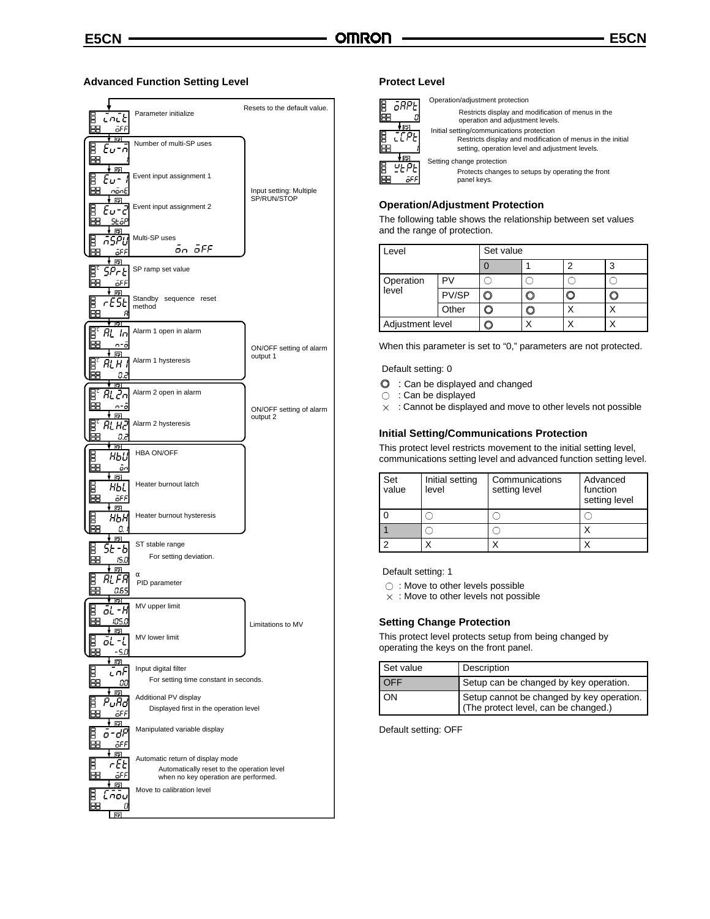## Advanced Function Setting Level

| Display | Default | Parameter | Notes |
|---|---|---|---|
| iNiT | oFF | Parameter initialize | Resets to the default value. |
| Ev-m | 1 | Number of multi-SP uses | Input setting: Multiple SP/RUN/STOP |
| Ev-1 | noNE | Event input assignment 1 | Input setting: Multiple SP/RUN/STOP |
| Ev-2 | SToP | Event input assignment 2 | Input setting: Multiple SP/RUN/STOP |
| mSPU | oFF | Multi-SP uses (on oFF) | Input setting: Multiple SP/RUN/STOP |
| SPrT | oFF | SP ramp set value | |
| rESt | A | Standby sequence reset method | |
| AL1N | N-o | Alarm 1 open in alarm | ON/OFF setting of alarm output 1 |
| ALH1 | 0.2 | Alarm 1 hysteresis | ON/OFF setting of alarm output 1 |
| AL2N | N-o | Alarm 2 open in alarm | ON/OFF setting of alarm output 2 |
| ALH2 | 0.2 | Alarm 2 hysteresis | ON/OFF setting of alarm output 2 |
| HbU | oN | HBA ON/OFF | |
| HbL | oFF | Heater burnout latch | |
| HbH | 0.1 | Heater burnout hysteresis | |
| ST-b | 15.0 | ST stable range | For setting deviation. |
| ALFA | 0.65 | α PID parameter | |
| oL-H | 105.0 | MV upper limit | Limitations to MV |
| oL-L | -5.0 | MV lower limit | Limitations to MV |
| iNF | 0.0 | Input digital filter | For setting time constant in seconds. |
| PvAd | oFF | Additional PV display | Displayed first in the operation level |
| o-dP | oFF | Manipulated variable display | |
| rET | oFF | Automatic return of display mode | Automatically reset to the operation level when no key operation are performed. |
| CmoV | 0 | Move to calibration level | |

## Protect Level

| Display | Default | Parameter | Description |
|---|---|---|---|
| oAPT | 0 | Operation/adjustment protection | Restricts display and modification of menus in the operation and adjustment levels. |
| iCPT | 1 | Initial setting/communications protection | Restricts display and modification of menus in the initial setting, operation level and adjustment levels. |
| WTPT | oFF | Setting change protection | Protects changes to setups by operating the front panel keys. |

### Operation/Adjustment Protection

The following table shows the relationship between set values and the range of protection.

| Level | | Set value 0 | 1 | 2 | 3 |
|---|---|---|---|---|---|
| Operation level | PV | ○ | ○ | ○ | ○ |
| | PV/SP | ◎ | ◎ | ◎ | ◎ |
| | Other | ◎ | ◎ | X | X |
| Adjustment level | | ◎ | X | X | X |

When this parameter is set to "0," parameters are not protected.

Default setting: 0

◎ : Can be displayed and changed
○ : Can be displayed
× : Cannot be displayed and move to other levels not possible

### Initial Setting/Communications Protection

This protect level restricts movement to the initial setting level, communications setting level and advanced function setting level.

| Set value | Initial setting level | Communications setting level | Advanced function setting level |
|---|---|---|---|
| 0 | ○ | ○ | ○ |
| 1 | ○ | ○ | X |
| 2 | X | X | X |

Default setting: 1

○ : Move to other levels possible
× : Move to other levels not possible

### Setting Change Protection

This protect level protects setup from being changed by operating the keys on the front panel.

| Set value | Description |
|---|---|
| OFF | Setup can be changed by key operation. |
| ON | Setup cannot be changed by key operation. (The protect level, can be changed.) |

Default setting: OFF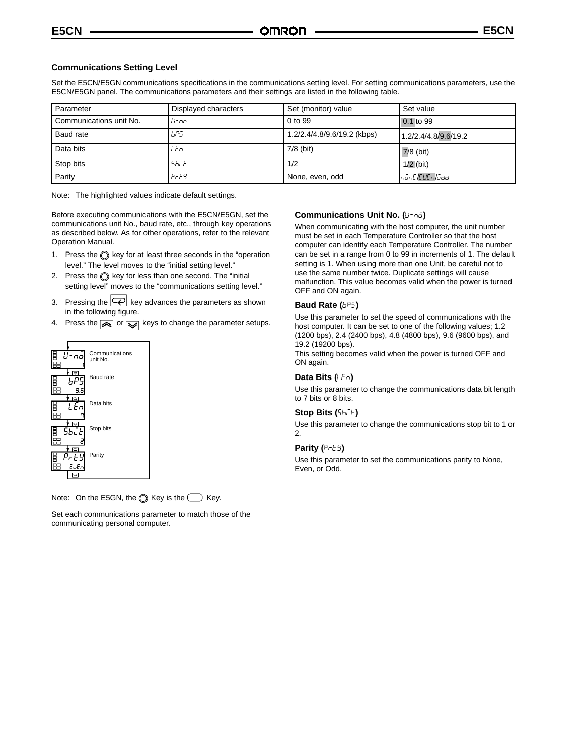### Communications Setting Level

Set the E5CN/E5GN communications specifications in the communications setting level. For setting communications parameters, use the E5CN/E5GN panel. The communications parameters and their settings are listed in the following table.

| Parameter | Displayed characters | Set (monitor) value | Set value |
|---|---|---|---|
| Communications unit No. | U-no | 0 to 99 | 0.1 to 99 |
| Baud rate | bPS | 1.2/2.4/4.8/9.6/19.2 (kbps) | 1.2/2.4/4.8/9.6/19.2 |
| Data bits | LEn | 7/8 (bit) | 7/8 (bit) |
| Stop bits | SbiT | 1/2 | 1/2 (bit) |
| Parity | PrTY | None, even, odd | nonE/EVEn/odd |

Note: The highlighted values indicate default settings.

Before executing communications with the E5CN/E5GN, set the communications unit No., baud rate, etc., through key operations as described below. As for other operations, refer to the relevant Operation Manual.

1. Press the ◎ key for at least three seconds in the “operation level.” The level moves to the “initial setting level.”
2. Press the ◎ key for less than one second. The “initial setting level” moves to the “communications setting level.”
3. Pressing the key advances the parameters as shown in the following figure.
4. Press the or keys to change the parameter setups.

Communications unit No. (U-no, 1)
Baud rate (bPS, 9.6)
Data bits (LEn, 7)
Stop bits (SbiT, 2)
Parity (PrTY, EvEn)

Note: On the E5GN, the ◎ Key is the ▭ Key.

Set each communications parameter to match those of the communicating personal computer.

#### Communications Unit No. (U-no)

When communicating with the host computer, the unit number must be set in each Temperature Controller so that the host computer can identify each Temperature Controller. The number can be set in a range from 0 to 99 in increments of 1. The default setting is 1. When using more than one Unit, be careful not to use the same number twice. Duplicate settings will cause malfunction. This value becomes valid when the power is turned OFF and ON again.

#### Baud Rate (bPS)

Use this parameter to set the speed of communications with the host computer. It can be set to one of the following values; 1.2 (1200 bps), 2.4 (2400 bps), 4.8 (4800 bps), 9.6 (9600 bps), and 19.2 (19200 bps).
This setting becomes valid when the power is turned OFF and ON again.

#### Data Bits (LEn)

Use this parameter to change the communications data bit length to 7 bits or 8 bits.

#### Stop Bits (SbiT)

Use this parameter to change the communications stop bit to 1 or 2.

#### Parity (PrTY)

Use this parameter to set the communications parity to None, Even, or Odd.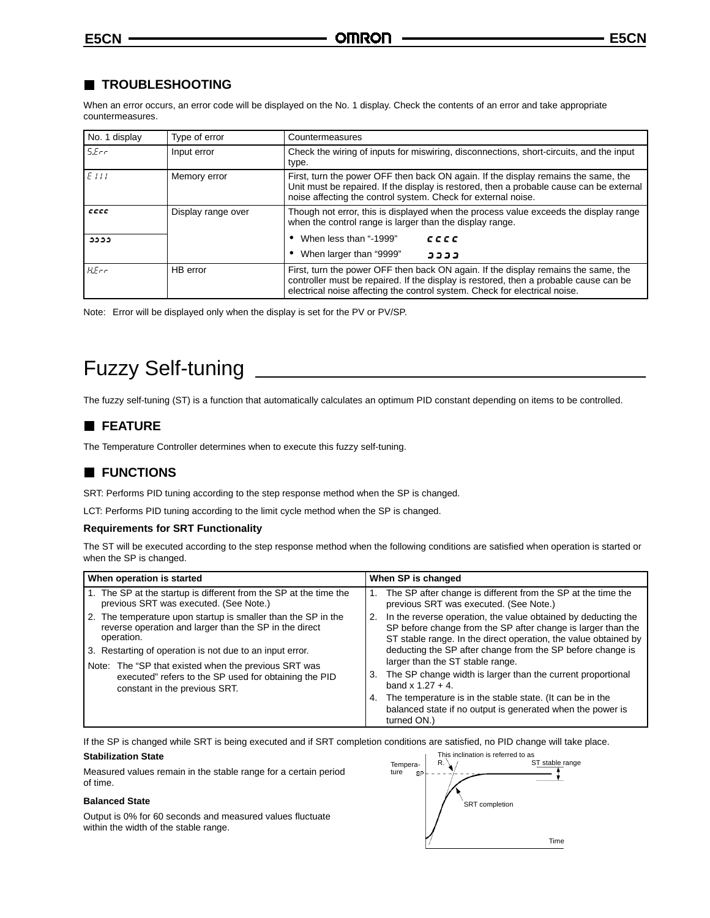## TROUBLESHOOTING

When an error occurs, an error code will be displayed on the No. 1 display. Check the contents of an error and take appropriate countermeasures.

| No. 1 display | Type of error | Countermeasures |
|---|---|---|
| S.Err | Input error | Check the wiring of inputs for miswiring, disconnections, short-circuits, and the input type. |
| E111 | Memory error | First, turn the power OFF then back ON again. If the display remains the same, the Unit must be repaired. If the display is restored, then a probable cause can be external noise affecting the control system. Check for external noise. |
| cccc | Display range over | Though not error, this is displayed when the process value exceeds the display range when the control range is larger than the display range. |
| ɔɔɔɔ | | • When less than "-1999" cccc<br>• When larger than "9999" ɔɔɔɔ |
| H.Err | HB error | First, turn the power OFF then back ON again. If the display remains the same, the controller must be repaired. If the display is restored, then a probable cause can be electrical noise affecting the control system. Check for electrical noise. |

Note: Error will be displayed only when the display is set for the PV or PV/SP.

# Fuzzy Self-tuning

The fuzzy self-tuning (ST) is a function that automatically calculates an optimum PID constant depending on items to be controlled.

## FEATURE

The Temperature Controller determines when to execute this fuzzy self-tuning.

## FUNCTIONS

SRT: Performs PID tuning according to the step response method when the SP is changed.

LCT: Performs PID tuning according to the limit cycle method when the SP is changed.

### Requirements for SRT Functionality

The ST will be executed according to the step response method when the following conditions are satisfied when operation is started or when the SP is changed.

| When operation is started | When SP is changed |
|---|---|
| 1. The SP at the startup is different from the SP at the time the previous SRT was executed. (See Note.)<br>2. The temperature upon startup is smaller than the SP in the reverse operation and larger than the SP in the direct operation.<br>3. Restarting of operation is not due to an input error.<br>Note: The "SP that existed when the previous SRT was executed" refers to the SP used for obtaining the PID constant in the previous SRT. | 1. The SP after change is different from the SP at the time the previous SRT was executed. (See Note.)<br>2. In the reverse operation, the value obtained by deducting the SP before change from the SP after change is larger than the SP stable range. In the direct operation, the value obtained by deducting the SP after change from the SP before change is larger than the ST stable range.<br>3. The SP change width is larger than the current proportional band x 1.27 + 4.<br>4. The temperature is in the stable state. (It can be in the balanced state if no output is generated when the power is turned ON.) |

If the SP is changed while SRT is being executed and if SRT completion conditions are satisfied, no PID change will take place.

**Stabilization State**

Measured values remain in the stable range for a certain period of time.

**Balanced State**

Output is 0% for 60 seconds and measured values fluctuate within the width of the stable range.

This inclination is referred to as R.

ST stable range

Temperature

SP

SRT completion

Time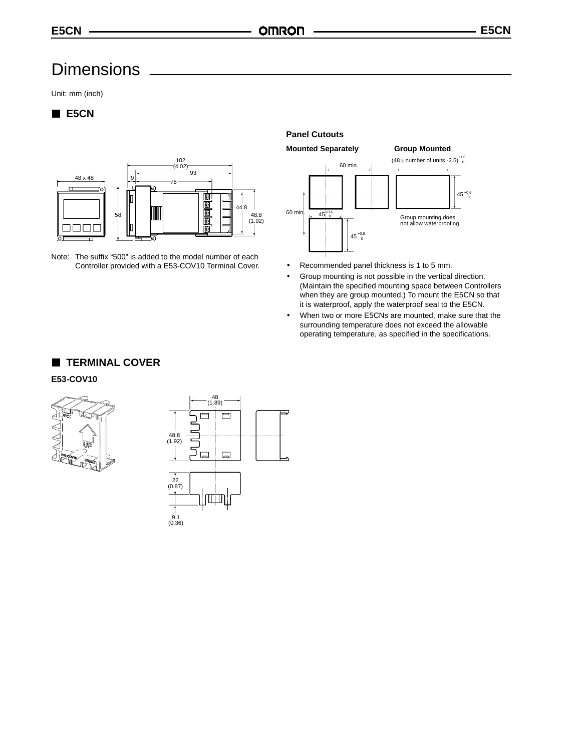# Dimensions

Unit: mm (inch)

## E5CN

Note: The suffix “500” is added to the model number of each Controller provided with a E53-COV10 Terminal Cover.

### Panel Cutouts

**Mounted Separately** **Group Mounted**

Group mounting does not allow waterproofing.

- Recommended panel thickness is 1 to 5 mm.
- Group mounting is not possible in the vertical direction. (Maintain the specified mounting space between Controllers when they are group mounted.) To mount the E5CN so that it is waterproof, apply the waterproof seal to the E5CN.
- When two or more E5CNs are mounted, make sure that the surrounding temperature does not exceed the allowable operating temperature, as specified in the specifications.

## TERMINAL COVER

### E53-COV10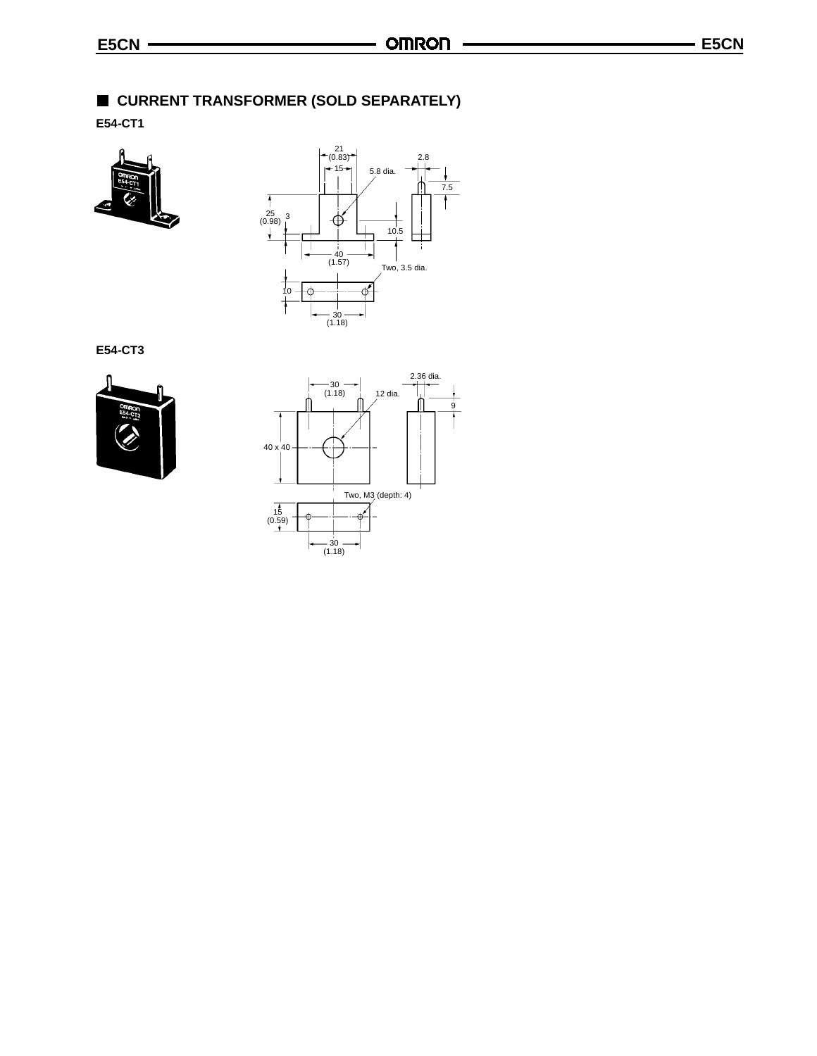## CURRENT TRANSFORMER (SOLD SEPARATELY)

### E54-CT1

21 (0.83)

15

5.8 dia.

2.8

7.5

25 (0.98)

3

10.5

40 (1.57)

Two, 3.5 dia.

10

30 (1.18)

### E54-CT3

30 (1.18)

2.36 dia.

12 dia.

9

40 x 40

Two, M3 (depth: 4)

15 (0.59)

30 (1.18)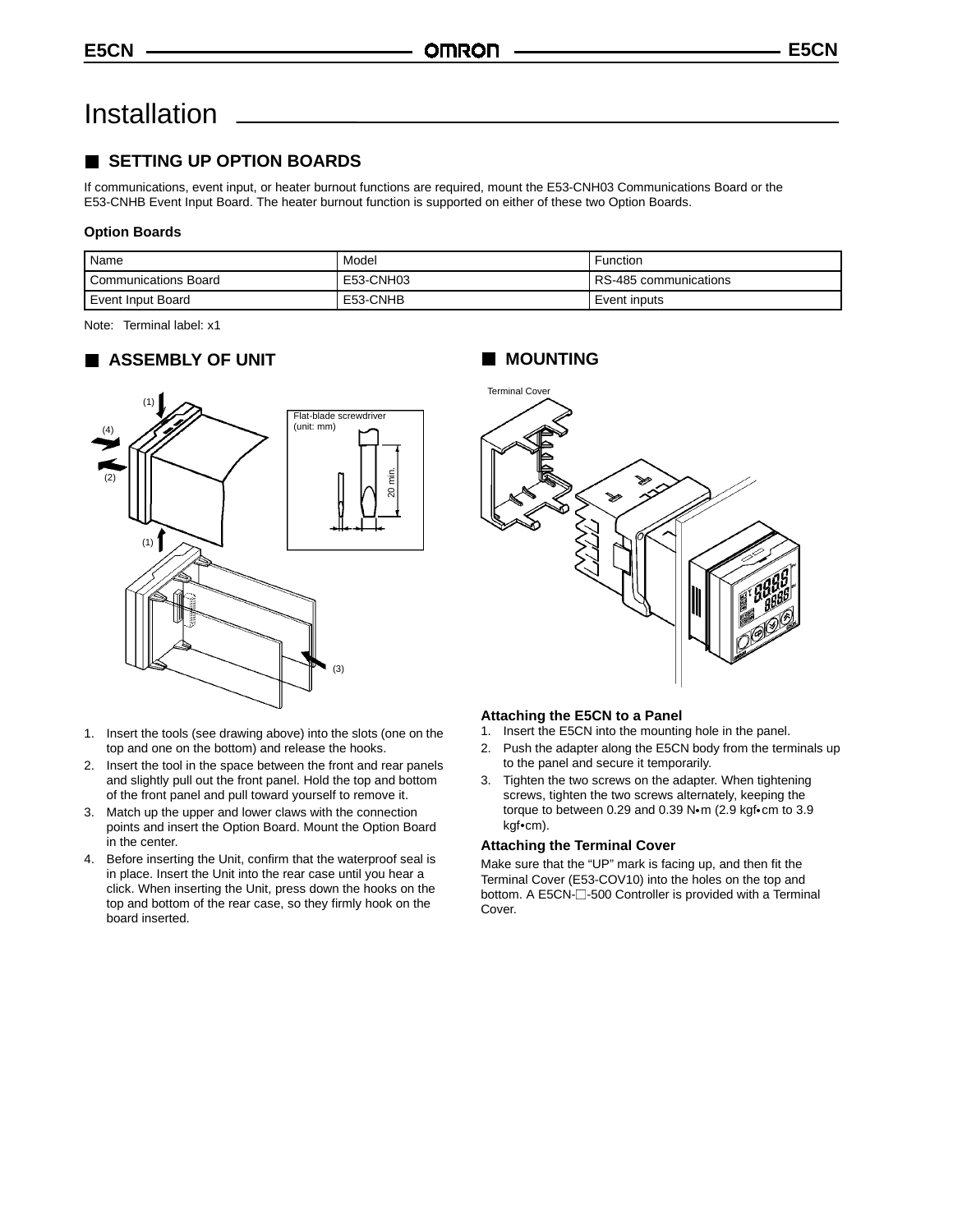# Installation

## SETTING UP OPTION BOARDS

If communications, event input, or heater burnout functions are required, mount the E53-CNH03 Communications Board or the E53-CNHB Event Input Board. The heater burnout function is supported on either of these two Option Boards.

**Option Boards**

| Name | Model | Function |
|---|---|---|
| Communications Board | E53-CNH03 | RS-485 communications |
| Event Input Board | E53-CNHB | Event inputs |

Note: Terminal label: x1

## ASSEMBLY OF UNIT

1. Insert the tools (see drawing above) into the slots (one on the top and one on the bottom) and release the hooks.
2. Insert the tool in the space between the front and rear panels and slightly pull out the front panel. Hold the top and bottom of the front panel and pull toward yourself to remove it.
3. Match up the upper and lower claws with the connection points and insert the Option Board. Mount the Option Board in the center.
4. Before inserting the Unit, confirm that the waterproof seal is in place. Insert the Unit into the rear case until you hear a click. When inserting the Unit, press down the hooks on the top and bottom of the rear case, so they firmly hook on the board inserted.

## MOUNTING

**Attaching the E5CN to a Panel**

1. Insert the E5CN into the mounting hole in the panel.
2. Push the adapter along the E5CN body from the terminals up to the panel and secure it temporarily.
3. Tighten the two screws on the adapter. When tightening screws, tighten the two screws alternately, keeping the torque to between 0.29 and 0.39 N•m (2.9 kgf•cm to 3.9 kgf•cm).

**Attaching the Terminal Cover**

Make sure that the "UP" mark is facing up, and then fit the Terminal Cover (E53-COV10) into the holes on the top and bottom. A E5CN-☐-500 Controller is provided with a Terminal Cover.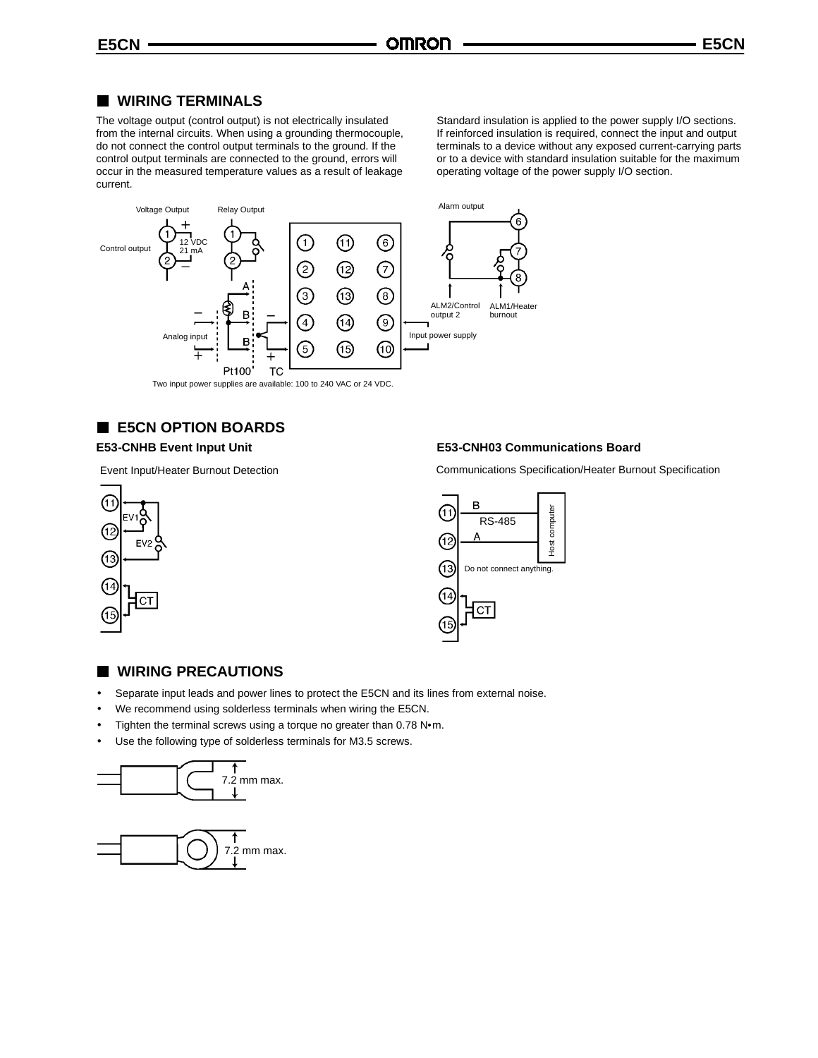## WIRING TERMINALS

The voltage output (control output) is not electrically insulated from the internal circuits. When using a grounding thermocouple, do not connect the control output terminals to the ground. If the control output terminals are connected to the ground, errors will occur in the measured temperature values as a result of leakage current.

Standard insulation is applied to the power supply I/O sections. If reinforced insulation is required, connect the input and output terminals to a device without any exposed current-carrying parts or to a device with standard insulation suitable for the maximum operating voltage of the power supply I/O section.

Voltage Output | Relay Output | Control output | 12 VDC 21 mA | Analog input | Pt100 | TC | Alarm output | ALM2/Control output 2 | ALM1/Heater burnout | Input power supply

Two input power supplies are available: 100 to 240 VAC or 24 VDC.

## E5CN OPTION BOARDS

### E53-CNHB Event Input Unit

Event Input/Heater Burnout Detection

EV1 | EV2 | CT

### E53-CNH03 Communications Board

Communications Specification/Heater Burnout Specification

RS-485 | Host computer | Do not connect anything. | CT

## WIRING PRECAUTIONS

- Separate input leads and power lines to protect the E5CN and its lines from external noise.
- We recommend using solderless terminals when wiring the E5CN.
- Tighten the terminal screws using a torque no greater than 0.78 N•m.
- Use the following type of solderless terminals for M3.5 screws.

7.2 mm max.

7.2 mm max.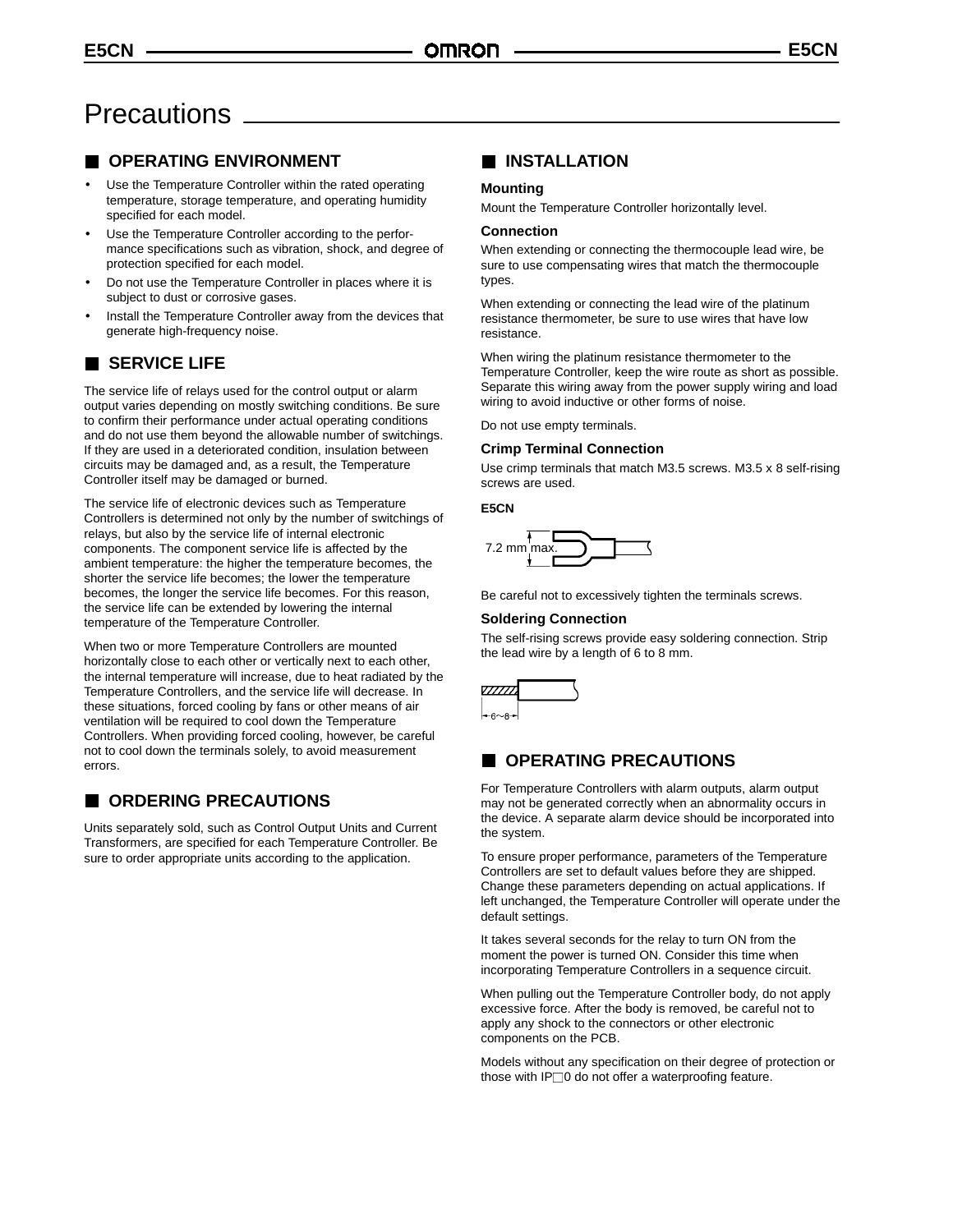# Precautions

## ■ OPERATING ENVIRONMENT

- Use the Temperature Controller within the rated operating temperature, storage temperature, and operating humidity specified for each model.
- Use the Temperature Controller according to the performance specifications such as vibration, shock, and degree of protection specified for each model.
- Do not use the Temperature Controller in places where it is subject to dust or corrosive gases.
- Install the Temperature Controller away from the devices that generate high-frequency noise.

## ■ SERVICE LIFE

The service life of relays used for the control output or alarm output varies depending on mostly switching conditions. Be sure to confirm their performance under actual operating conditions and do not use them beyond the allowable number of switchings. If they are used in a deteriorated condition, insulation between circuits may be damaged and, as a result, the Temperature Controller itself may be damaged or burned.

The service life of electronic devices such as Temperature Controllers is determined not only by the number of switchings of relays, but also by the service life of internal electronic components. The component service life is affected by the ambient temperature: the higher the temperature becomes, the shorter the service life becomes; the lower the temperature becomes, the longer the service life becomes. For this reason, the service life can be extended by lowering the internal temperature of the Temperature Controller.

When two or more Temperature Controllers are mounted horizontally close to each other or vertically next to each other, the internal temperature will increase, due to heat radiated by the Temperature Controllers, and the service life will decrease. In these situations, forced cooling by fans or other means of air ventilation will be required to cool down the Temperature Controllers. When providing forced cooling, however, be careful not to cool down the terminals solely, to avoid measurement errors.

## ■ ORDERING PRECAUTIONS

Units separately sold, such as Control Output Units and Current Transformers, are specified for each Temperature Controller. Be sure to order appropriate units according to the application.

## ■ INSTALLATION

### Mounting

Mount the Temperature Controller horizontally level.

### Connection

When extending or connecting the thermocouple lead wire, be sure to use compensating wires that match the thermocouple types.

When extending or connecting the lead wire of the platinum resistance thermometer, be sure to use wires that have low resistance.

When wiring the platinum resistance thermometer to the Temperature Controller, keep the wire route as short as possible. Separate this wiring away from the power supply wiring and load wiring to avoid inductive or other forms of noise.

Do not use empty terminals.

### Crimp Terminal Connection

Use crimp terminals that match M3.5 screws. M3.5 x 8 self-rising screws are used.

**E5CN**

7.2 mm max.

Be careful not to excessively tighten the terminals screws.

### Soldering Connection

The self-rising screws provide easy soldering connection. Strip the lead wire by a length of 6 to 8 mm.

6~8

## ■ OPERATING PRECAUTIONS

For Temperature Controllers with alarm outputs, alarm output may not be generated correctly when an abnormality occurs in the device. A separate alarm device should be incorporated into the system.

To ensure proper performance, parameters of the Temperature Controllers are set to default values before they are shipped. Change these parameters depending on actual applications. If left unchanged, the Temperature Controller will operate under the default settings.

It takes several seconds for the relay to turn ON from the moment the power is turned ON. Consider this time when incorporating Temperature Controllers in a sequence circuit.

When pulling out the Temperature Controller body, do not apply excessive force. After the body is removed, be careful not to apply any shock to the connectors or other electronic components on the PCB.

Models without any specification on their degree of protection or those with IP□0 do not offer a waterproofing feature.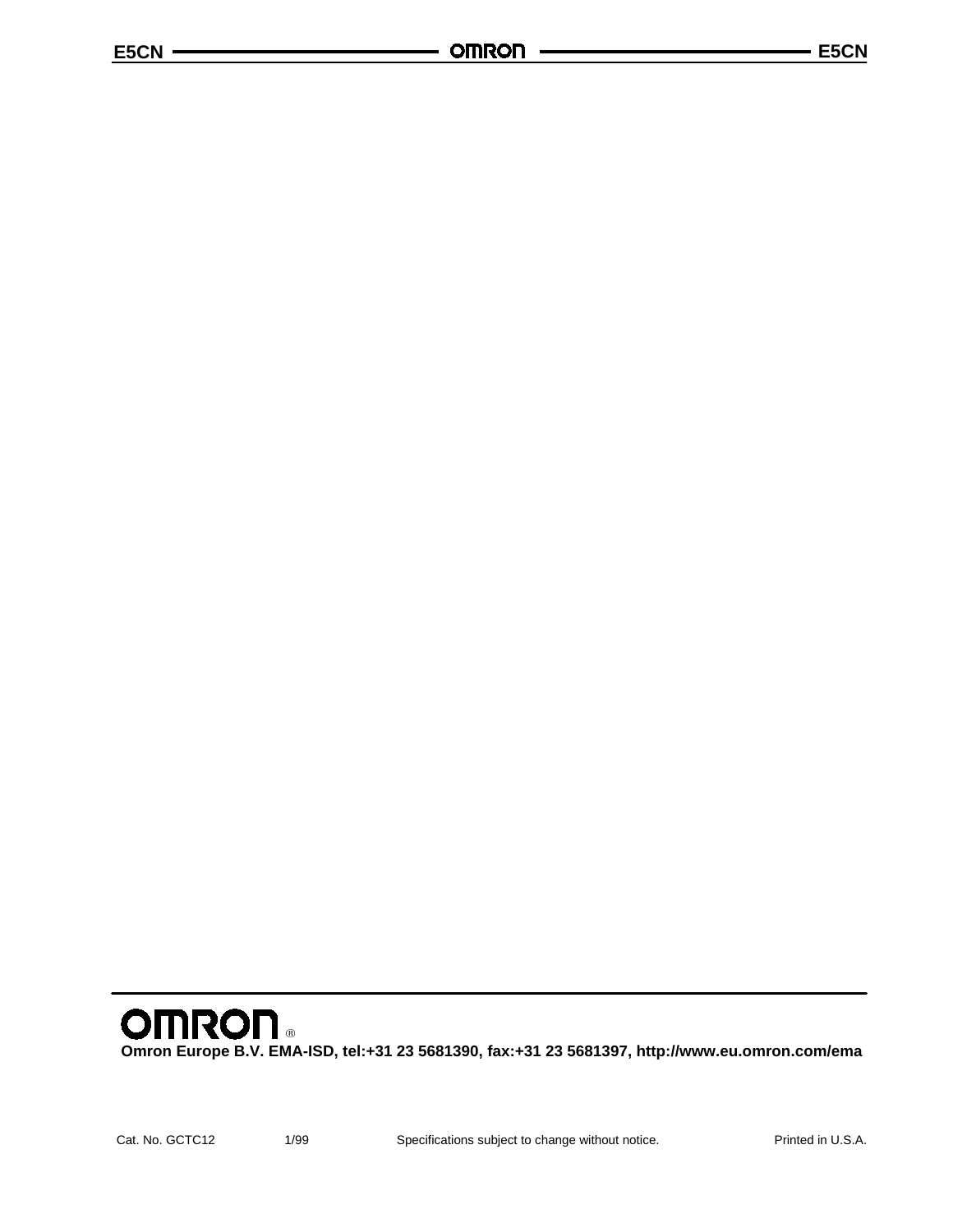**OMRON**®

**Omron Europe B.V. EMA-ISD, tel:+31 23 5681390, fax:+31 23 5681397, http://www.eu.omron.com/ema**

Cat. No. GCTC12 1/99 Specifications subject to change without notice. Printed in U.S.A.